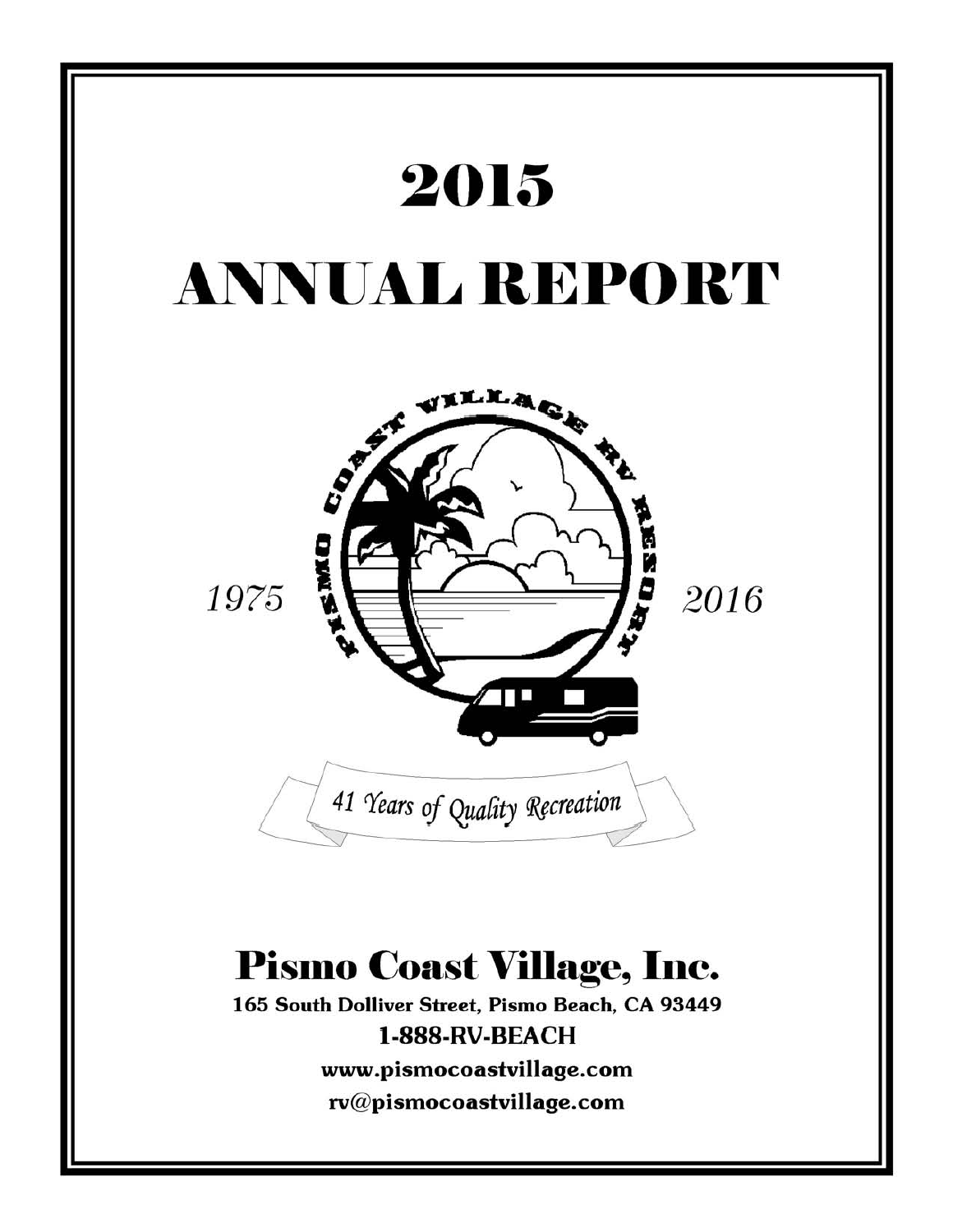# 2015

# ANNUAL REPORT

1975 2016

*41 Years of Quality Recreation*

## Pismo Coast Village, Inc.

**165 South Dolliver Street, Pismo Beach, CA 93449**

**1-888-RV-BEACH**

**www.pismocoastvillage.com**

**rv@pismocoastvillage.com**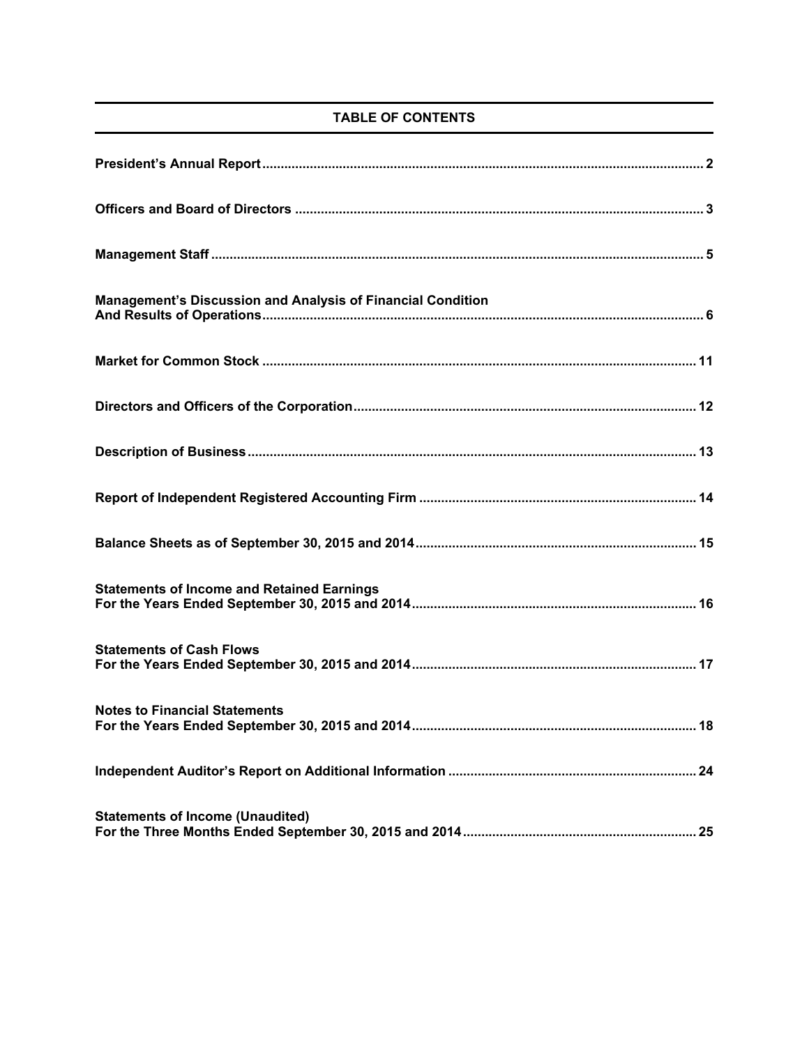## TABLE OF CONTENTS

| | |
|---|---|
| **President's Annual Report** | **2** |
| **Officers and Board of Directors** | **3** |
| **Management Staff** | **5** |
| **Management's Discussion and Analysis of Financial Condition And Results of Operations** | **6** |
| **Market for Common Stock** | **11** |
| **Directors and Officers of the Corporation** | **12** |
| **Description of Business** | **13** |
| **Report of Independent Registered Accounting Firm** | **14** |
| **Balance Sheets as of September 30, 2015 and 2014** | **15** |
| **Statements of Income and Retained Earnings For the Years Ended September 30, 2015 and 2014** | **16** |
| **Statements of Cash Flows For the Years Ended September 30, 2015 and 2014** | **17** |
| **Notes to Financial Statements For the Years Ended September 30, 2015 and 2014** | **18** |
| **Independent Auditor's Report on Additional Information** | **24** |
| **Statements of Income (Unaudited) For the Three Months Ended September 30, 2015 and 2014** | **25** |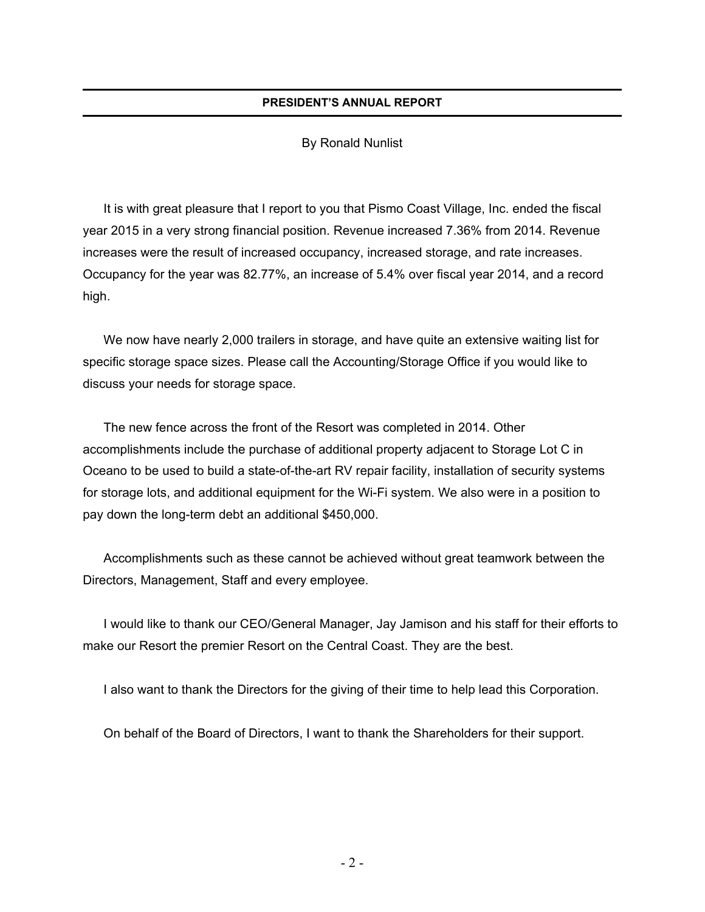## PRESIDENT'S ANNUAL REPORT

By Ronald Nunlist

It is with great pleasure that I report to you that Pismo Coast Village, Inc. ended the fiscal year 2015 in a very strong financial position. Revenue increased 7.36% from 2014. Revenue increases were the result of increased occupancy, increased storage, and rate increases. Occupancy for the year was 82.77%, an increase of 5.4% over fiscal year 2014, and a record high.

We now have nearly 2,000 trailers in storage, and have quite an extensive waiting list for specific storage space sizes. Please call the Accounting/Storage Office if you would like to discuss your needs for storage space.

The new fence across the front of the Resort was completed in 2014. Other accomplishments include the purchase of additional property adjacent to Storage Lot C in Oceano to be used to build a state-of-the-art RV repair facility, installation of security systems for storage lots, and additional equipment for the Wi-Fi system. We also were in a position to pay down the long-term debt an additional $450,000.

Accomplishments such as these cannot be achieved without great teamwork between the Directors, Management, Staff and every employee.

I would like to thank our CEO/General Manager, Jay Jamison and his staff for their efforts to make our Resort the premier Resort on the Central Coast. They are the best.

I also want to thank the Directors for the giving of their time to help lead this Corporation.

On behalf of the Board of Directors, I want to thank the Shareholders for their support.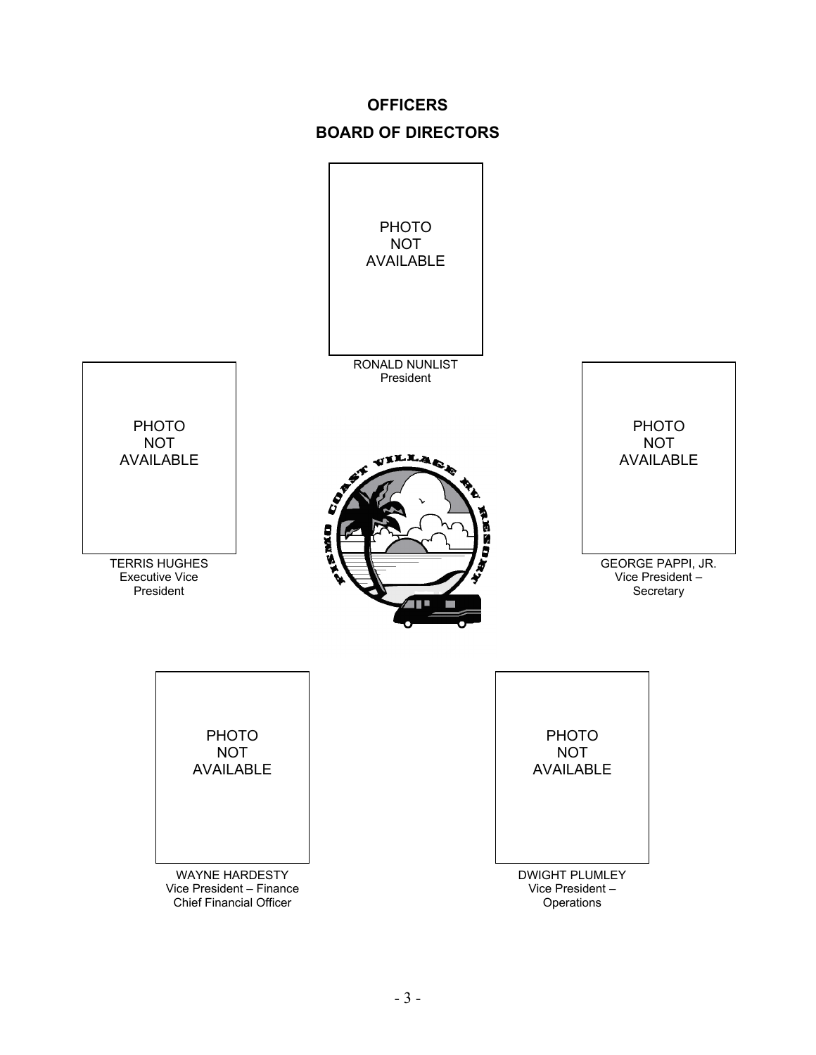**OFFICERS**

**BOARD OF DIRECTORS**

PHOTO
NOT
AVAILABLE

RONALD NUNLIST
President

PHOTO
NOT
AVAILABLE

TERRIS HUGHES
Executive Vice
President

PHOTO
NOT
AVAILABLE

GEORGE PAPPI, JR.
Vice President –
Secretary

PHOTO
NOT
AVAILABLE

WAYNE HARDESTY
Vice President – Finance
Chief Financial Officer

PHOTO
NOT
AVAILABLE

DWIGHT PLUMLEY
Vice President –
Operations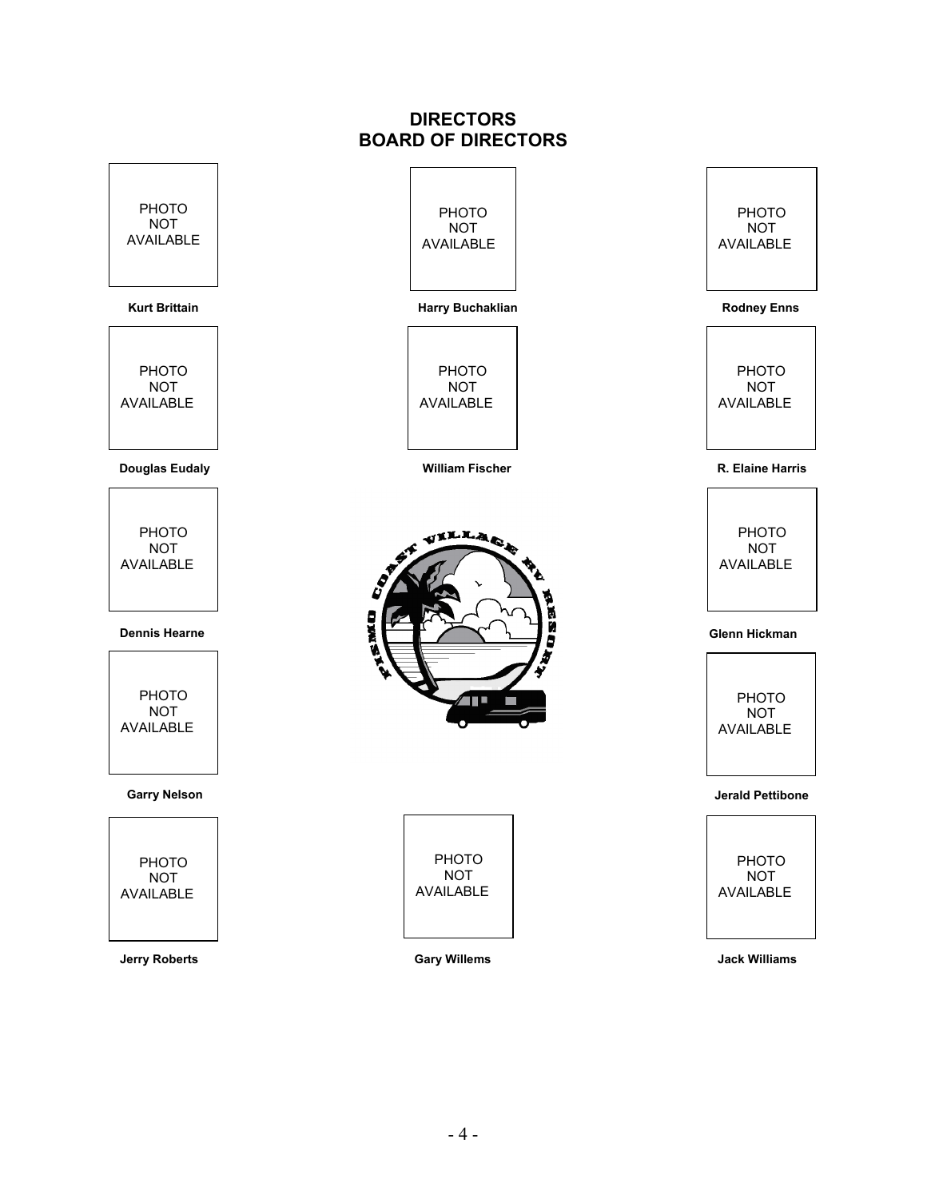# DIRECTORS
# BOARD OF DIRECTORS

PHOTO NOT AVAILABLE

**Kurt Brittain**

PHOTO NOT AVAILABLE

**Harry Buchaklian**

PHOTO NOT AVAILABLE

**Rodney Enns**

PHOTO NOT AVAILABLE

**Douglas Eudaly**

PHOTO NOT AVAILABLE

**William Fischer**

PHOTO NOT AVAILABLE

**R. Elaine Harris**

PHOTO NOT AVAILABLE

**Dennis Hearne**

PHOTO NOT AVAILABLE

**Glenn Hickman**

PHOTO NOT AVAILABLE

**Garry Nelson**

PHOTO NOT AVAILABLE

**Jerald Pettibone**

PHOTO NOT AVAILABLE

**Jerry Roberts**

PHOTO NOT AVAILABLE

**Gary Willems**

PHOTO NOT AVAILABLE

**Jack Williams**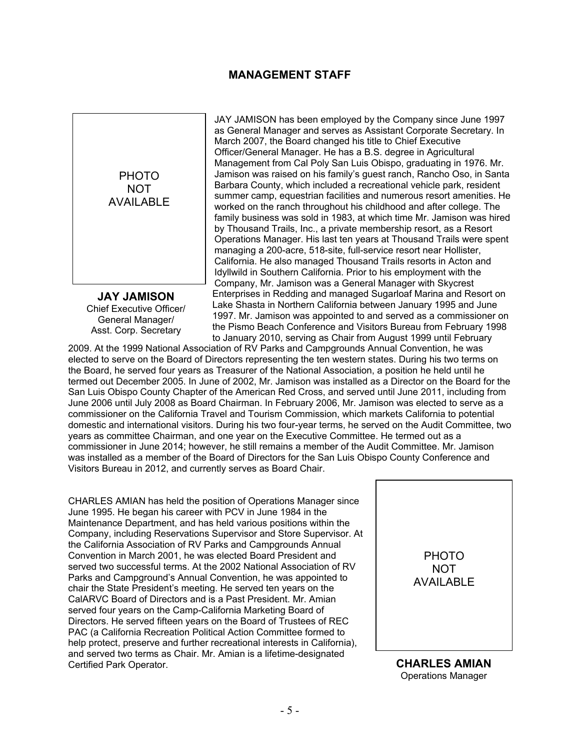## MANAGEMENT STAFF

PHOTO NOT AVAILABLE

**JAY JAMISON**
Chief Executive Officer/
General Manager/
Asst. Corp. Secretary

JAY JAMISON has been employed by the Company since June 1997 as General Manager and serves as Assistant Corporate Secretary. In March 2007, the Board changed his title to Chief Executive Officer/General Manager. He has a B.S. degree in Agricultural Management from Cal Poly San Luis Obispo, graduating in 1976. Mr. Jamison was raised on his family's guest ranch, Rancho Oso, in Santa Barbara County, which included a recreational vehicle park, resident summer camp, equestrian facilities and numerous resort amenities. He worked on the ranch throughout his childhood and after college. The family business was sold in 1983, at which time Mr. Jamison was hired by Thousand Trails, Inc., a private membership resort, as a Resort Operations Manager. His last ten years at Thousand Trails were spent managing a 200-acre, 518-site, full-service resort near Hollister, California. He also managed Thousand Trails resorts in Acton and Idyllwild in Southern California. Prior to his employment with the Company, Mr. Jamison was a General Manager with Skycrest Enterprises in Redding and managed Sugarloaf Marina and Resort on Lake Shasta in Northern California between January 1995 and June 1997. Mr. Jamison was appointed to and served as a commissioner on the Pismo Beach Conference and Visitors Bureau from February 1998 to January 2010, serving as Chair from August 1999 until February 2009. At the 1999 National Association of RV Parks and Campgrounds Annual Convention, he was elected to serve on the Board of Directors representing the ten western states. During his two terms on the Board, he served four years as Treasurer of the National Association, a position he held until he termed out December 2005. In June of 2002, Mr. Jamison was installed as a Director on the Board for the San Luis Obispo County Chapter of the American Red Cross, and served until June 2011, including from June 2006 until July 2008 as Board Chairman. In February 2006, Mr. Jamison was elected to serve as a commissioner on the California Travel and Tourism Commission, which markets California to potential domestic and international visitors. During his two four-year terms, he served on the Audit Committee, two years as committee Chairman, and one year on the Executive Committee. He termed out as a commissioner in June 2014; however, he still remains a member of the Audit Committee. Mr. Jamison was installed as a member of the Board of Directors for the San Luis Obispo County Conference and Visitors Bureau in 2012, and currently serves as Board Chair.

CHARLES AMIAN has held the position of Operations Manager since June 1995. He began his career with PCV in June 1984 in the Maintenance Department, and has held various positions within the Company, including Reservations Supervisor and Store Supervisor. At the California Association of RV Parks and Campgrounds Annual Convention in March 2001, he was elected Board President and served two successful terms. At the 2002 National Association of RV Parks and Campground's Annual Convention, he was appointed to chair the State President's meeting. He served ten years on the CalARVC Board of Directors and is a Past President. Mr. Amian served four years on the Camp-California Marketing Board of Directors. He served fifteen years on the Board of Trustees of REC PAC (a California Recreation Political Action Committee formed to help protect, preserve and further recreational interests in California), and served two terms as Chair. Mr. Amian is a lifetime-designated Certified Park Operator.

PHOTO NOT AVAILABLE

**CHARLES AMIAN**
Operations Manager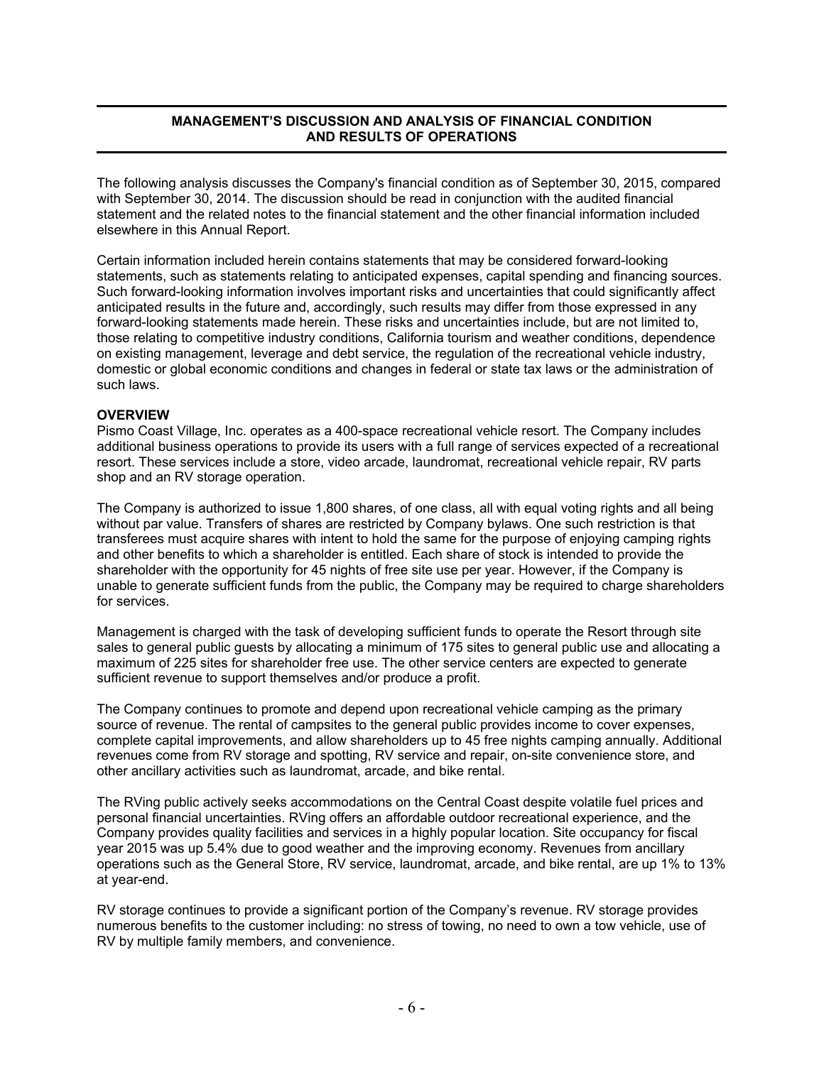## MANAGEMENT'S DISCUSSION AND ANALYSIS OF FINANCIAL CONDITION AND RESULTS OF OPERATIONS

The following analysis discusses the Company's financial condition as of September 30, 2015, compared with September 30, 2014. The discussion should be read in conjunction with the audited financial statement and the related notes to the financial statement and the other financial information included elsewhere in this Annual Report.

Certain information included herein contains statements that may be considered forward-looking statements, such as statements relating to anticipated expenses, capital spending and financing sources. Such forward-looking information involves important risks and uncertainties that could significantly affect anticipated results in the future and, accordingly, such results may differ from those expressed in any forward-looking statements made herein. These risks and uncertainties include, but are not limited to, those relating to competitive industry conditions, California tourism and weather conditions, dependence on existing management, leverage and debt service, the regulation of the recreational vehicle industry, domestic or global economic conditions and changes in federal or state tax laws or the administration of such laws.

### OVERVIEW

Pismo Coast Village, Inc. operates as a 400-space recreational vehicle resort. The Company includes additional business operations to provide its users with a full range of services expected of a recreational resort. These services include a store, video arcade, laundromat, recreational vehicle repair, RV parts shop and an RV storage operation.

The Company is authorized to issue 1,800 shares, of one class, all with equal voting rights and all being without par value. Transfers of shares are restricted by Company bylaws. One such restriction is that transferees must acquire shares with intent to hold the same for the purpose of enjoying camping rights and other benefits to which a shareholder is entitled. Each share of stock is intended to provide the shareholder with the opportunity for 45 nights of free site use per year. However, if the Company is unable to generate sufficient funds from the public, the Company may be required to charge shareholders for services.

Management is charged with the task of developing sufficient funds to operate the Resort through site sales to general public guests by allocating a minimum of 175 sites to general public use and allocating a maximum of 225 sites for shareholder free use. The other service centers are expected to generate sufficient revenue to support themselves and/or produce a profit.

The Company continues to promote and depend upon recreational vehicle camping as the primary source of revenue. The rental of campsites to the general public provides income to cover expenses, complete capital improvements, and allow shareholders up to 45 free nights camping annually. Additional revenues come from RV storage and spotting, RV service and repair, on-site convenience store, and other ancillary activities such as laundromat, arcade, and bike rental.

The RVing public actively seeks accommodations on the Central Coast despite volatile fuel prices and personal financial uncertainties. RVing offers an affordable outdoor recreational experience, and the Company provides quality facilities and services in a highly popular location. Site occupancy for fiscal year 2015 was up 5.4% due to good weather and the improving economy. Revenues from ancillary operations such as the General Store, RV service, laundromat, arcade, and bike rental, are up 1% to 13% at year-end.

RV storage continues to provide a significant portion of the Company's revenue. RV storage provides numerous benefits to the customer including: no stress of towing, no need to own a tow vehicle, use of RV by multiple family members, and convenience.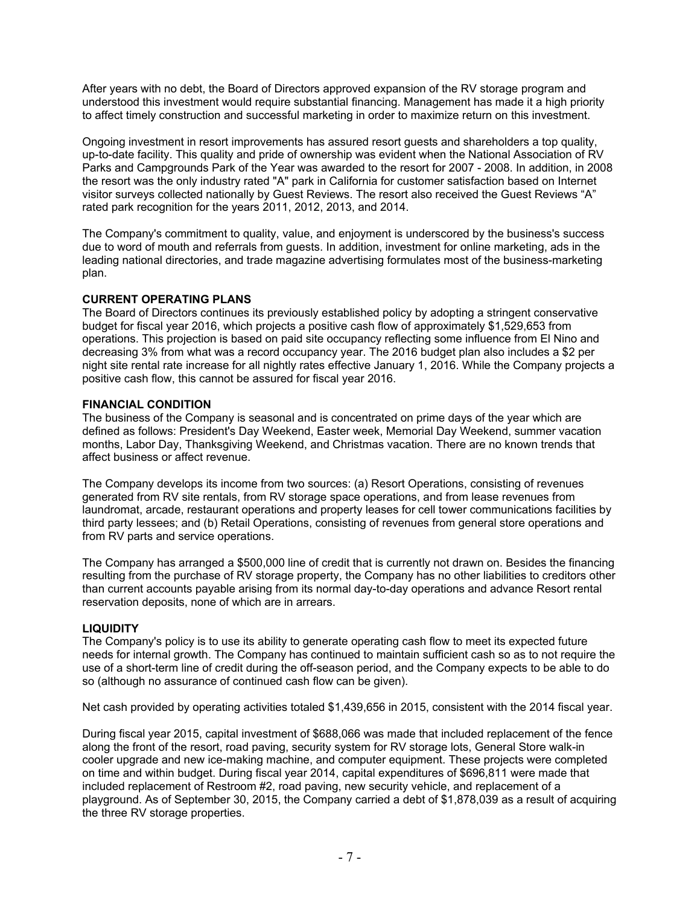After years with no debt, the Board of Directors approved expansion of the RV storage program and understood this investment would require substantial financing. Management has made it a high priority to affect timely construction and successful marketing in order to maximize return on this investment.

Ongoing investment in resort improvements has assured resort guests and shareholders a top quality, up-to-date facility. This quality and pride of ownership was evident when the National Association of RV Parks and Campgrounds Park of the Year was awarded to the resort for 2007 - 2008. In addition, in 2008 the resort was the only industry rated "A" park in California for customer satisfaction based on Internet visitor surveys collected nationally by Guest Reviews. The resort also received the Guest Reviews “A” rated park recognition for the years 2011, 2012, 2013, and 2014.

The Company's commitment to quality, value, and enjoyment is underscored by the business's success due to word of mouth and referrals from guests. In addition, investment for online marketing, ads in the leading national directories, and trade magazine advertising formulates most of the business-marketing plan.

**CURRENT OPERATING PLANS**

The Board of Directors continues its previously established policy by adopting a stringent conservative budget for fiscal year 2016, which projects a positive cash flow of approximately $1,529,653 from operations. This projection is based on paid site occupancy reflecting some influence from El Nino and decreasing 3% from what was a record occupancy year. The 2016 budget plan also includes a $2 per night site rental rate increase for all nightly rates effective January 1, 2016. While the Company projects a positive cash flow, this cannot be assured for fiscal year 2016.

**FINANCIAL CONDITION**

The business of the Company is seasonal and is concentrated on prime days of the year which are defined as follows: President's Day Weekend, Easter week, Memorial Day Weekend, summer vacation months, Labor Day, Thanksgiving Weekend, and Christmas vacation. There are no known trends that affect business or affect revenue.

The Company develops its income from two sources: (a) Resort Operations, consisting of revenues generated from RV site rentals, from RV storage space operations, and from lease revenues from laundromat, arcade, restaurant operations and property leases for cell tower communications facilities by third party lessees; and (b) Retail Operations, consisting of revenues from general store operations and from RV parts and service operations.

The Company has arranged a $500,000 line of credit that is currently not drawn on. Besides the financing resulting from the purchase of RV storage property, the Company has no other liabilities to creditors other than current accounts payable arising from its normal day-to-day operations and advance Resort rental reservation deposits, none of which are in arrears.

**LIQUIDITY**

The Company's policy is to use its ability to generate operating cash flow to meet its expected future needs for internal growth. The Company has continued to maintain sufficient cash so as to not require the use of a short-term line of credit during the off-season period, and the Company expects to be able to do so (although no assurance of continued cash flow can be given).

Net cash provided by operating activities totaled $1,439,656 in 2015, consistent with the 2014 fiscal year.

During fiscal year 2015, capital investment of $688,066 was made that included replacement of the fence along the front of the resort, road paving, security system for RV storage lots, General Store walk-in cooler upgrade and new ice-making machine, and computer equipment. These projects were completed on time and within budget. During fiscal year 2014, capital expenditures of $696,811 were made that included replacement of Restroom #2, road paving, new security vehicle, and replacement of a playground. As of September 30, 2015, the Company carried a debt of $1,878,039 as a result of acquiring the three RV storage properties.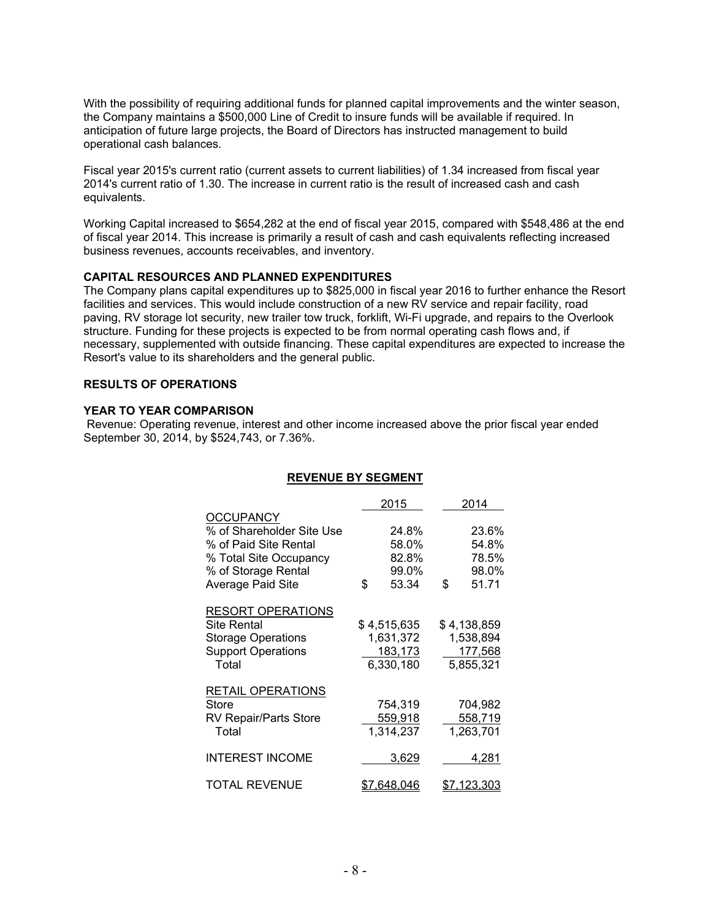With the possibility of requiring additional funds for planned capital improvements and the winter season, the Company maintains a $500,000 Line of Credit to insure funds will be available if required. In anticipation of future large projects, the Board of Directors has instructed management to build operational cash balances.

Fiscal year 2015's current ratio (current assets to current liabilities) of 1.34 increased from fiscal year 2014's current ratio of 1.30. The increase in current ratio is the result of increased cash and cash equivalents.

Working Capital increased to $654,282 at the end of fiscal year 2015, compared with $548,486 at the end of fiscal year 2014. This increase is primarily a result of cash and cash equivalents reflecting increased business revenues, accounts receivables, and inventory.

**CAPITAL RESOURCES AND PLANNED EXPENDITURES**

The Company plans capital expenditures up to $825,000 in fiscal year 2016 to further enhance the Resort facilities and services. This would include construction of a new RV service and repair facility, road paving, RV storage lot security, new trailer tow truck, forklift, Wi-Fi upgrade, and repairs to the Overlook structure. Funding for these projects is expected to be from normal operating cash flows and, if necessary, supplemented with outside financing. These capital expenditures are expected to increase the Resort's value to its shareholders and the general public.

**RESULTS OF OPERATIONS**

**YEAR TO YEAR COMPARISON**

Revenue: Operating revenue, interest and other income increased above the prior fiscal year ended September 30, 2014, by $524,743, or 7.36%.

**REVENUE BY SEGMENT**

| | 2015 | 2014 |
|---|---|---|
| OCCUPANCY | | |
| % of Shareholder Site Use | 24.8% | 23.6% |
| % of Paid Site Rental | 58.0% | 54.8% |
| % Total Site Occupancy | 82.8% | 78.5% |
| % of Storage Rental | 99.0% | 98.0% |
| Average Paid Site | $ 53.34 | $ 51.71 |
| RESORT OPERATIONS | | |
| Site Rental | $ 4,515,635 | $ 4,138,859 |
| Storage Operations | 1,631,372 | 1,538,894 |
| Support Operations | 183,173 | 177,568 |
| Total | 6,330,180 | 5,855,321 |
| RETAIL OPERATIONS | | |
| Store | 754,319 | 704,982 |
| RV Repair/Parts Store | 559,918 | 558,719 |
| Total | 1,314,237 | 1,263,701 |
| INTEREST INCOME | 3,629 | 4,281 |
| TOTAL REVENUE | $7,648,046 | $7,123,303 |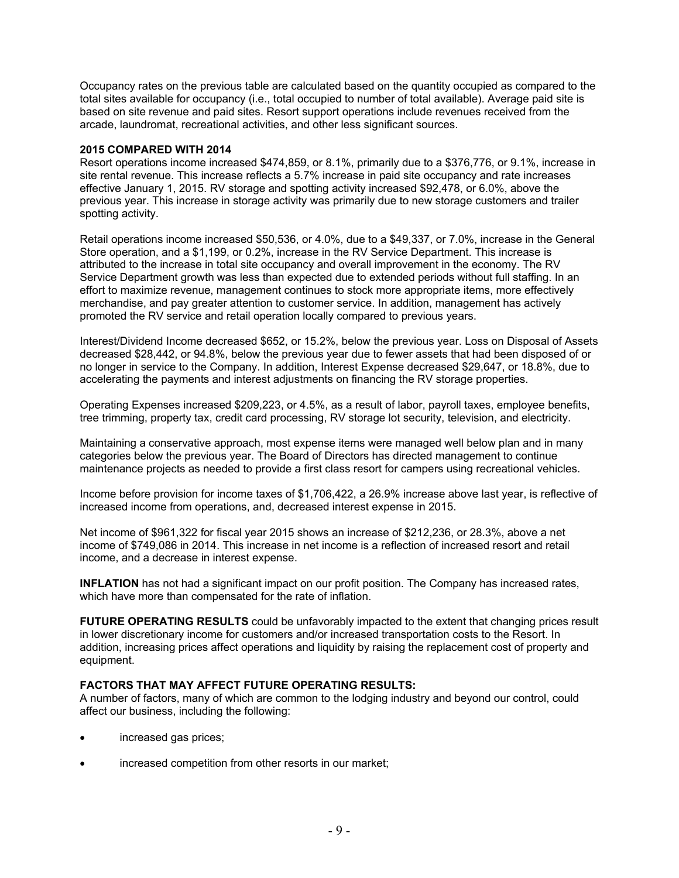Occupancy rates on the previous table are calculated based on the quantity occupied as compared to the total sites available for occupancy (i.e., total occupied to number of total available). Average paid site is based on site revenue and paid sites. Resort support operations include revenues received from the arcade, laundromat, recreational activities, and other less significant sources.

**2015 COMPARED WITH 2014**

Resort operations income increased $474,859, or 8.1%, primarily due to a $376,776, or 9.1%, increase in site rental revenue. This increase reflects a 5.7% increase in paid site occupancy and rate increases effective January 1, 2015. RV storage and spotting activity increased $92,478, or 6.0%, above the previous year. This increase in storage activity was primarily due to new storage customers and trailer spotting activity.

Retail operations income increased $50,536, or 4.0%, due to a $49,337, or 7.0%, increase in the General Store operation, and a $1,199, or 0.2%, increase in the RV Service Department. This increase is attributed to the increase in total site occupancy and overall improvement in the economy. The RV Service Department growth was less than expected due to extended periods without full staffing. In an effort to maximize revenue, management continues to stock more appropriate items, more effectively merchandise, and pay greater attention to customer service. In addition, management has actively promoted the RV service and retail operation locally compared to previous years.

Interest/Dividend Income decreased $652, or 15.2%, below the previous year. Loss on Disposal of Assets decreased $28,442, or 94.8%, below the previous year due to fewer assets that had been disposed of or no longer in service to the Company. In addition, Interest Expense decreased $29,647, or 18.8%, due to accelerating the payments and interest adjustments on financing the RV storage properties.

Operating Expenses increased $209,223, or 4.5%, as a result of labor, payroll taxes, employee benefits, tree trimming, property tax, credit card processing, RV storage lot security, television, and electricity.

Maintaining a conservative approach, most expense items were managed well below plan and in many categories below the previous year. The Board of Directors has directed management to continue maintenance projects as needed to provide a first class resort for campers using recreational vehicles.

Income before provision for income taxes of $1,706,422, a 26.9% increase above last year, is reflective of increased income from operations, and, decreased interest expense in 2015.

Net income of $961,322 for fiscal year 2015 shows an increase of $212,236, or 28.3%, above a net income of $749,086 in 2014. This increase in net income is a reflection of increased resort and retail income, and a decrease in interest expense.

**INFLATION** has not had a significant impact on our profit position. The Company has increased rates, which have more than compensated for the rate of inflation.

**FUTURE OPERATING RESULTS** could be unfavorably impacted to the extent that changing prices result in lower discretionary income for customers and/or increased transportation costs to the Resort. In addition, increasing prices affect operations and liquidity by raising the replacement cost of property and equipment.

**FACTORS THAT MAY AFFECT FUTURE OPERATING RESULTS:**

A number of factors, many of which are common to the lodging industry and beyond our control, could affect our business, including the following:

- increased gas prices;
- increased competition from other resorts in our market;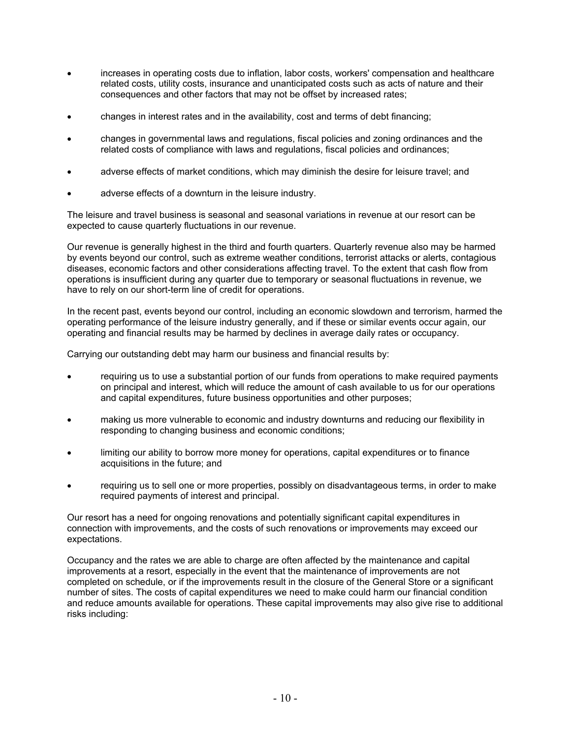- increases in operating costs due to inflation, labor costs, workers' compensation and healthcare related costs, utility costs, insurance and unanticipated costs such as acts of nature and their consequences and other factors that may not be offset by increased rates;

- changes in interest rates and in the availability, cost and terms of debt financing;

- changes in governmental laws and regulations, fiscal policies and zoning ordinances and the related costs of compliance with laws and regulations, fiscal policies and ordinances;

- adverse effects of market conditions, which may diminish the desire for leisure travel; and

- adverse effects of a downturn in the leisure industry.

The leisure and travel business is seasonal and seasonal variations in revenue at our resort can be expected to cause quarterly fluctuations in our revenue.

Our revenue is generally highest in the third and fourth quarters. Quarterly revenue also may be harmed by events beyond our control, such as extreme weather conditions, terrorist attacks or alerts, contagious diseases, economic factors and other considerations affecting travel. To the extent that cash flow from operations is insufficient during any quarter due to temporary or seasonal fluctuations in revenue, we have to rely on our short-term line of credit for operations.

In the recent past, events beyond our control, including an economic slowdown and terrorism, harmed the operating performance of the leisure industry generally, and if these or similar events occur again, our operating and financial results may be harmed by declines in average daily rates or occupancy.

Carrying our outstanding debt may harm our business and financial results by:

- requiring us to use a substantial portion of our funds from operations to make required payments on principal and interest, which will reduce the amount of cash available to us for our operations and capital expenditures, future business opportunities and other purposes;

- making us more vulnerable to economic and industry downturns and reducing our flexibility in responding to changing business and economic conditions;

- limiting our ability to borrow more money for operations, capital expenditures or to finance acquisitions in the future; and

- requiring us to sell one or more properties, possibly on disadvantageous terms, in order to make required payments of interest and principal.

Our resort has a need for ongoing renovations and potentially significant capital expenditures in connection with improvements, and the costs of such renovations or improvements may exceed our expectations.

Occupancy and the rates we are able to charge are often affected by the maintenance and capital improvements at a resort, especially in the event that the maintenance of improvements are not completed on schedule, or if the improvements result in the closure of the General Store or a significant number of sites. The costs of capital expenditures we need to make could harm our financial condition and reduce amounts available for operations. These capital improvements may also give rise to additional risks including: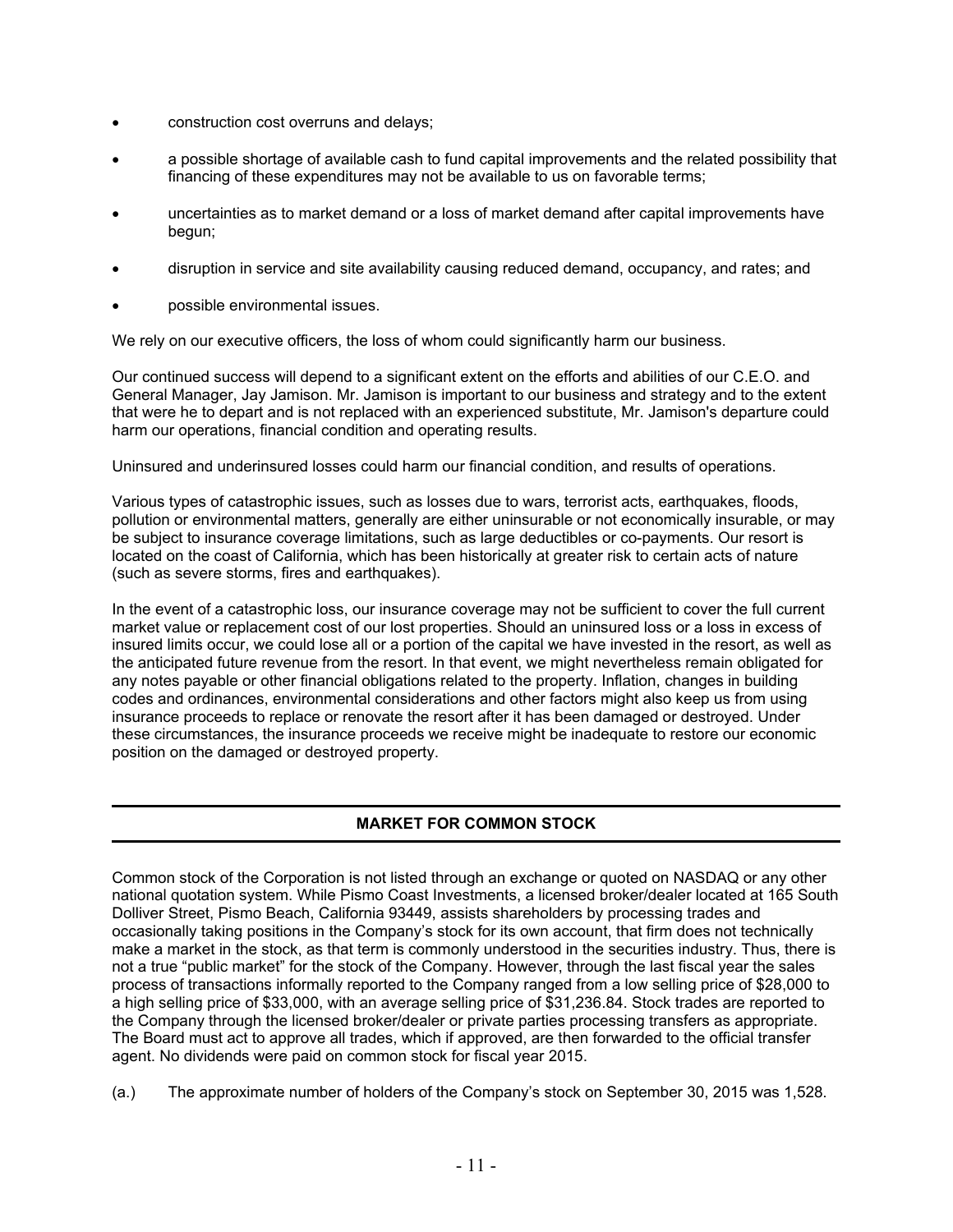- construction cost overruns and delays;
- a possible shortage of available cash to fund capital improvements and the related possibility that financing of these expenditures may not be available to us on favorable terms;
- uncertainties as to market demand or a loss of market demand after capital improvements have begun;
- disruption in service and site availability causing reduced demand, occupancy, and rates; and
- possible environmental issues.

We rely on our executive officers, the loss of whom could significantly harm our business.

Our continued success will depend to a significant extent on the efforts and abilities of our C.E.O. and General Manager, Jay Jamison. Mr. Jamison is important to our business and strategy and to the extent that were he to depart and is not replaced with an experienced substitute, Mr. Jamison's departure could harm our operations, financial condition and operating results.

Uninsured and underinsured losses could harm our financial condition, and results of operations.

Various types of catastrophic issues, such as losses due to wars, terrorist acts, earthquakes, floods, pollution or environmental matters, generally are either uninsurable or not economically insurable, or may be subject to insurance coverage limitations, such as large deductibles or co-payments. Our resort is located on the coast of California, which has been historically at greater risk to certain acts of nature (such as severe storms, fires and earthquakes).

In the event of a catastrophic loss, our insurance coverage may not be sufficient to cover the full current market value or replacement cost of our lost properties. Should an uninsured loss or a loss in excess of insured limits occur, we could lose all or a portion of the capital we have invested in the resort, as well as the anticipated future revenue from the resort. In that event, we might nevertheless remain obligated for any notes payable or other financial obligations related to the property. Inflation, changes in building codes and ordinances, environmental considerations and other factors might also keep us from using insurance proceeds to replace or renovate the resort after it has been damaged or destroyed. Under these circumstances, the insurance proceeds we receive might be inadequate to restore our economic position on the damaged or destroyed property.

## MARKET FOR COMMON STOCK

Common stock of the Corporation is not listed through an exchange or quoted on NASDAQ or any other national quotation system. While Pismo Coast Investments, a licensed broker/dealer located at 165 South Dolliver Street, Pismo Beach, California 93449, assists shareholders by processing trades and occasionally taking positions in the Company's stock for its own account, that firm does not technically make a market in the stock, as that term is commonly understood in the securities industry. Thus, there is not a true "public market" for the stock of the Company. However, through the last fiscal year the sales process of transactions informally reported to the Company ranged from a low selling price of $28,000 to a high selling price of $33,000, with an average selling price of $31,236.84. Stock trades are reported to the Company through the licensed broker/dealer or private parties processing transfers as appropriate. The Board must act to approve all trades, which if approved, are then forwarded to the official transfer agent. No dividends were paid on common stock for fiscal year 2015.

(a.) The approximate number of holders of the Company's stock on September 30, 2015 was 1,528.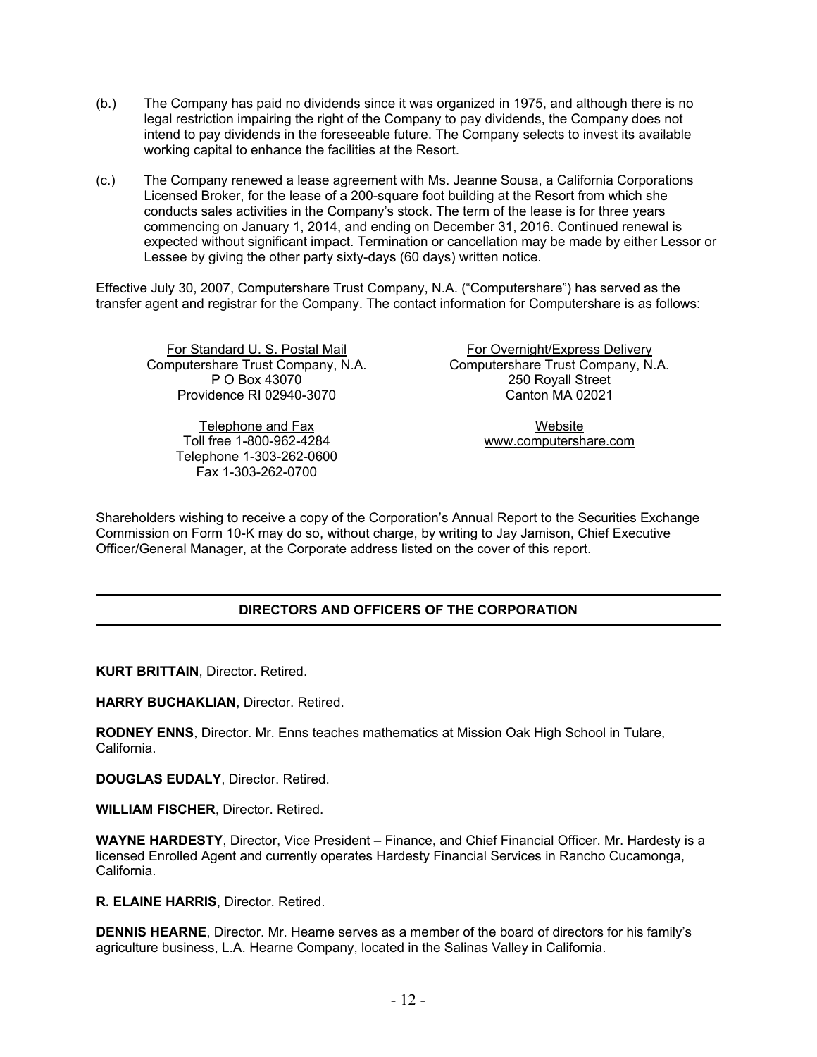(b.) The Company has paid no dividends since it was organized in 1975, and although there is no legal restriction impairing the right of the Company to pay dividends, the Company does not intend to pay dividends in the foreseeable future. The Company selects to invest its available working capital to enhance the facilities at the Resort.

(c.) The Company renewed a lease agreement with Ms. Jeanne Sousa, a California Corporations Licensed Broker, for the lease of a 200-square foot building at the Resort from which she conducts sales activities in the Company's stock. The term of the lease is for three years commencing on January 1, 2014, and ending on December 31, 2016. Continued renewal is expected without significant impact. Termination or cancellation may be made by either Lessor or Lessee by giving the other party sixty-days (60 days) written notice.

Effective July 30, 2007, Computershare Trust Company, N.A. ("Computershare") has served as the transfer agent and registrar for the Company. The contact information for Computershare is as follows:

For Standard U. S. Postal Mail
Computershare Trust Company, N.A.
P O Box 43070
Providence RI 02940-3070

For Overnight/Express Delivery
Computershare Trust Company, N.A.
250 Royall Street
Canton MA 02021

Telephone and Fax
Toll free 1-800-962-4284
Telephone 1-303-262-0600
Fax 1-303-262-0700

Website
www.computershare.com

Shareholders wishing to receive a copy of the Corporation's Annual Report to the Securities Exchange Commission on Form 10-K may do so, without charge, by writing to Jay Jamison, Chief Executive Officer/General Manager, at the Corporate address listed on the cover of this report.

## DIRECTORS AND OFFICERS OF THE CORPORATION

**KURT BRITTAIN**, Director. Retired.

**HARRY BUCHAKLIAN**, Director. Retired.

**RODNEY ENNS**, Director. Mr. Enns teaches mathematics at Mission Oak High School in Tulare, California.

**DOUGLAS EUDALY**, Director. Retired.

**WILLIAM FISCHER**, Director. Retired.

**WAYNE HARDESTY**, Director, Vice President – Finance, and Chief Financial Officer. Mr. Hardesty is a licensed Enrolled Agent and currently operates Hardesty Financial Services in Rancho Cucamonga, California.

**R. ELAINE HARRIS**, Director. Retired.

**DENNIS HEARNE**, Director. Mr. Hearne serves as a member of the board of directors for his family's agriculture business, L.A. Hearne Company, located in the Salinas Valley in California.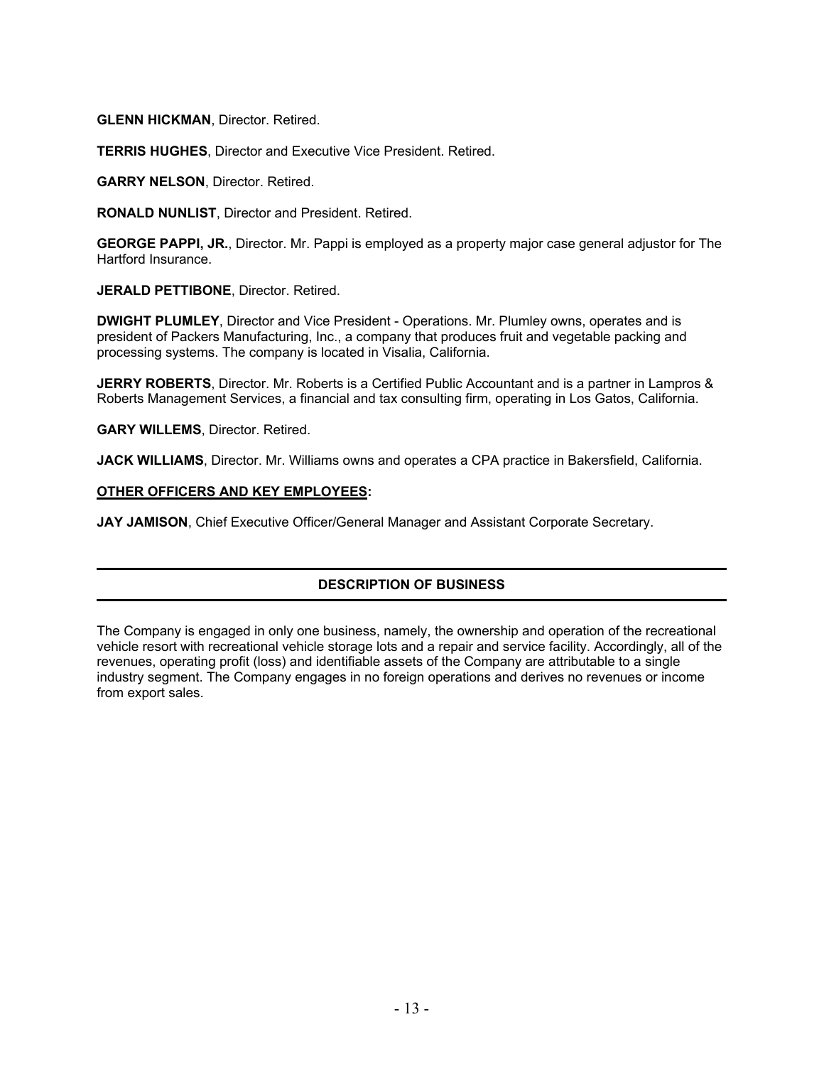**GLENN HICKMAN**, Director. Retired.

**TERRIS HUGHES**, Director and Executive Vice President. Retired.

**GARRY NELSON**, Director. Retired.

**RONALD NUNLIST**, Director and President. Retired.

**GEORGE PAPPI, JR.**, Director. Mr. Pappi is employed as a property major case general adjustor for The Hartford Insurance.

**JERALD PETTIBONE**, Director. Retired.

**DWIGHT PLUMLEY**, Director and Vice President - Operations. Mr. Plumley owns, operates and is president of Packers Manufacturing, Inc., a company that produces fruit and vegetable packing and processing systems. The company is located in Visalia, California.

**JERRY ROBERTS**, Director. Mr. Roberts is a Certified Public Accountant and is a partner in Lampros & Roberts Management Services, a financial and tax consulting firm, operating in Los Gatos, California.

**GARY WILLEMS**, Director. Retired.

**JACK WILLIAMS**, Director. Mr. Williams owns and operates a CPA practice in Bakersfield, California.

**OTHER OFFICERS AND KEY EMPLOYEES:**

**JAY JAMISON**, Chief Executive Officer/General Manager and Assistant Corporate Secretary.

## DESCRIPTION OF BUSINESS

The Company is engaged in only one business, namely, the ownership and operation of the recreational vehicle resort with recreational vehicle storage lots and a repair and service facility. Accordingly, all of the revenues, operating profit (loss) and identifiable assets of the Company are attributable to a single industry segment. The Company engages in no foreign operations and derives no revenues or income from export sales.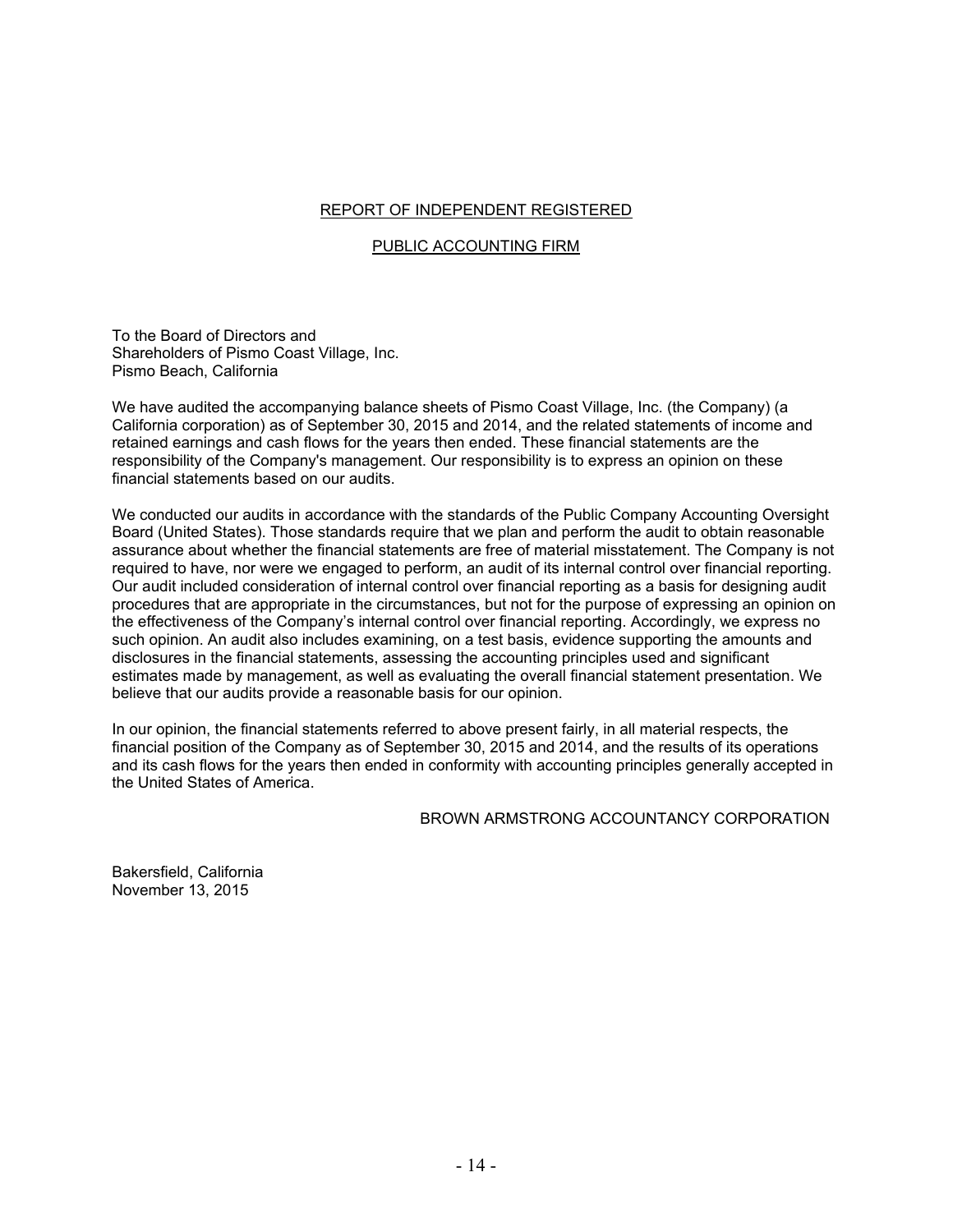## REPORT OF INDEPENDENT REGISTERED

## PUBLIC ACCOUNTING FIRM

To the Board of Directors and
Shareholders of Pismo Coast Village, Inc.
Pismo Beach, California

We have audited the accompanying balance sheets of Pismo Coast Village, Inc. (the Company) (a California corporation) as of September 30, 2015 and 2014, and the related statements of income and retained earnings and cash flows for the years then ended. These financial statements are the responsibility of the Company's management. Our responsibility is to express an opinion on these financial statements based on our audits.

We conducted our audits in accordance with the standards of the Public Company Accounting Oversight Board (United States). Those standards require that we plan and perform the audit to obtain reasonable assurance about whether the financial statements are free of material misstatement. The Company is not required to have, nor were we engaged to perform, an audit of its internal control over financial reporting. Our audit included consideration of internal control over financial reporting as a basis for designing audit procedures that are appropriate in the circumstances, but not for the purpose of expressing an opinion on the effectiveness of the Company's internal control over financial reporting. Accordingly, we express no such opinion. An audit also includes examining, on a test basis, evidence supporting the amounts and disclosures in the financial statements, assessing the accounting principles used and significant estimates made by management, as well as evaluating the overall financial statement presentation. We believe that our audits provide a reasonable basis for our opinion.

In our opinion, the financial statements referred to above present fairly, in all material respects, the financial position of the Company as of September 30, 2015 and 2014, and the results of its operations and its cash flows for the years then ended in conformity with accounting principles generally accepted in the United States of America.

BROWN ARMSTRONG ACCOUNTANCY CORPORATION

Bakersfield, California
November 13, 2015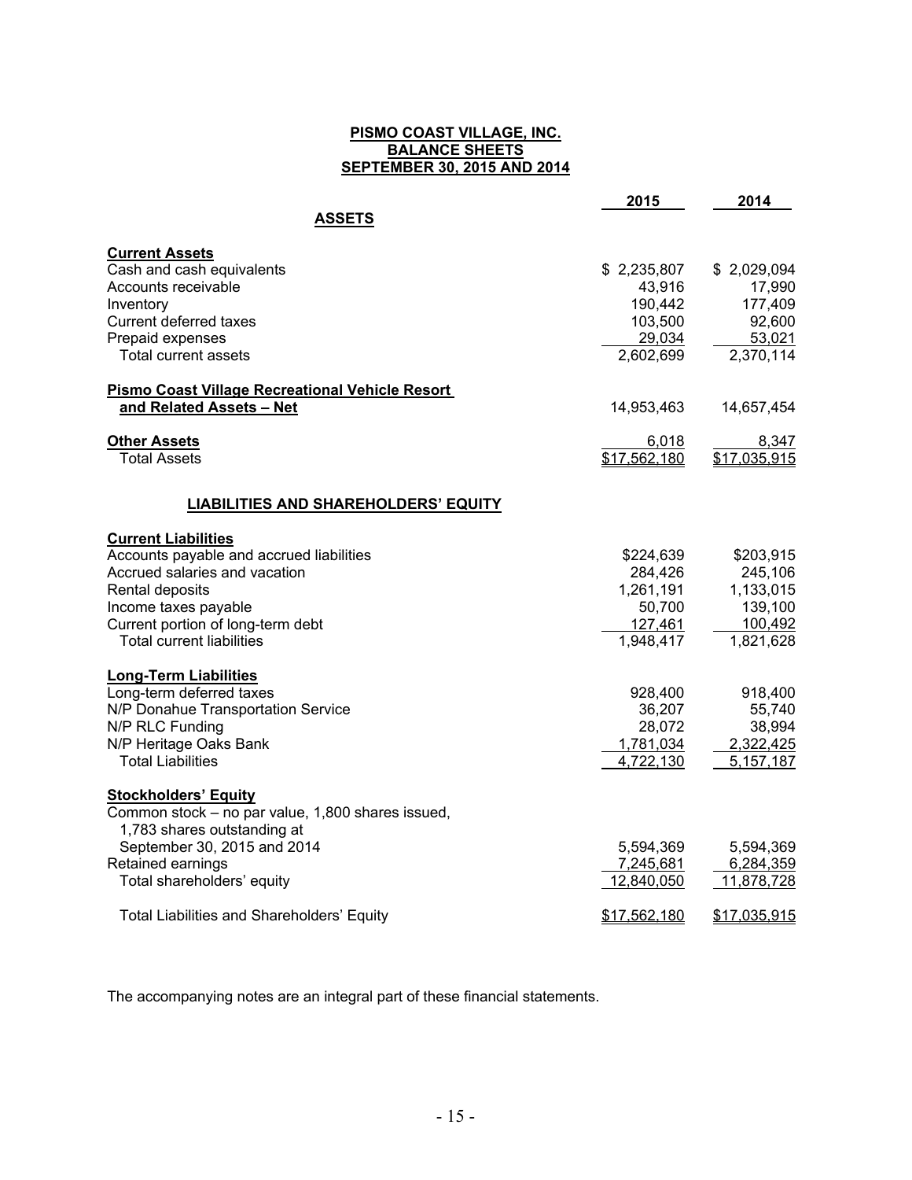**PISMO COAST VILLAGE, INC.**
**BALANCE SHEETS**
**SEPTEMBER 30, 2015 AND 2014**

| | 2015 | 2014 |
|---|---|---|
| **ASSETS** | | |
| **Current Assets** | | |
| Cash and cash equivalents | $ 2,235,807 | $ 2,029,094 |
| Accounts receivable | 43,916 | 17,990 |
| Inventory | 190,442 | 177,409 |
| Current deferred taxes | 103,500 | 92,600 |
| Prepaid expenses | 29,034 | 53,021 |
| Total current assets | 2,602,699 | 2,370,114 |
| **Pismo Coast Village Recreational Vehicle Resort and Related Assets – Net** | 14,953,463 | 14,657,454 |
| **Other Assets** | 6,018 | 8,347 |
| Total Assets | $17,562,180 | $17,035,915 |
| **LIABILITIES AND SHAREHOLDERS' EQUITY** | | |
| **Current Liabilities** | | |
| Accounts payable and accrued liabilities | $224,639 | $203,915 |
| Accrued salaries and vacation | 284,426 | 245,106 |
| Rental deposits | 1,261,191 | 1,133,015 |
| Income taxes payable | 50,700 | 139,100 |
| Current portion of long-term debt | 127,461 | 100,492 |
| Total current liabilities | 1,948,417 | 1,821,628 |
| **Long-Term Liabilities** | | |
| Long-term deferred taxes | 928,400 | 918,400 |
| N/P Donahue Transportation Service | 36,207 | 55,740 |
| N/P RLC Funding | 28,072 | 38,994 |
| N/P Heritage Oaks Bank | 1,781,034 | 2,322,425 |
| Total Liabilities | 4,722,130 | 5,157,187 |
| **Stockholders' Equity** | | |
| Common stock – no par value, 1,800 shares issued, 1,783 shares outstanding at September 30, 2015 and 2014 | 5,594,369 | 5,594,369 |
| Retained earnings | 7,245,681 | 6,284,359 |
| Total shareholders' equity | 12,840,050 | 11,878,728 |
| Total Liabilities and Shareholders' Equity | $17,562,180 | $17,035,915 |

The accompanying notes are an integral part of these financial statements.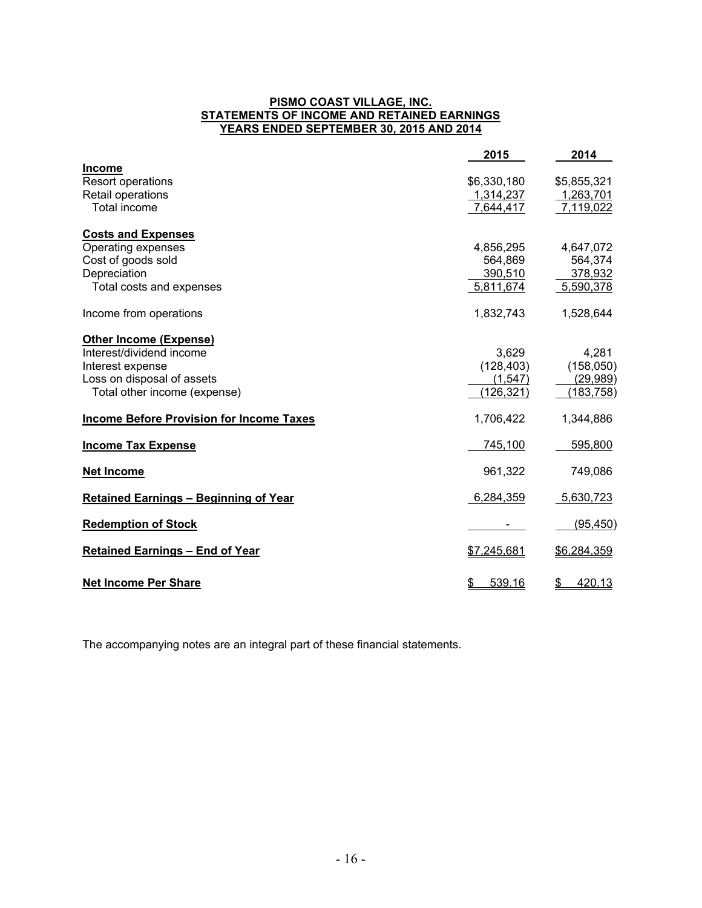**PISMO COAST VILLAGE, INC.**
**STATEMENTS OF INCOME AND RETAINED EARNINGS**
**YEARS ENDED SEPTEMBER 30, 2015 AND 2014**

| | 2015 | 2014 |
|---|---|---|
| **Income** | | |
| Resort operations | $6,330,180 | $5,855,321 |
| Retail operations | 1,314,237 | 1,263,701 |
| Total income | 7,644,417 | 7,119,022 |
| **Costs and Expenses** | | |
| Operating expenses | 4,856,295 | 4,647,072 |
| Cost of goods sold | 564,869 | 564,374 |
| Depreciation | 390,510 | 378,932 |
| Total costs and expenses | 5,811,674 | 5,590,378 |
| Income from operations | 1,832,743 | 1,528,644 |
| **Other Income (Expense)** | | |
| Interest/dividend income | 3,629 | 4,281 |
| Interest expense | (128,403) | (158,050) |
| Loss on disposal of assets | (1,547) | (29,989) |
| Total other income (expense) | (126,321) | (183,758) |
| **Income Before Provision for Income Taxes** | 1,706,422 | 1,344,886 |
| **Income Tax Expense** | 745,100 | 595,800 |
| **Net Income** | 961,322 | 749,086 |
| **Retained Earnings – Beginning of Year** | 6,284,359 | 5,630,723 |
| **Redemption of Stock** | - | (95,450) |
| **Retained Earnings – End of Year** | $7,245,681 | $6,284,359 |
| **Net Income Per Share** | $ 539.16 | $ 420.13 |

The accompanying notes are an integral part of these financial statements.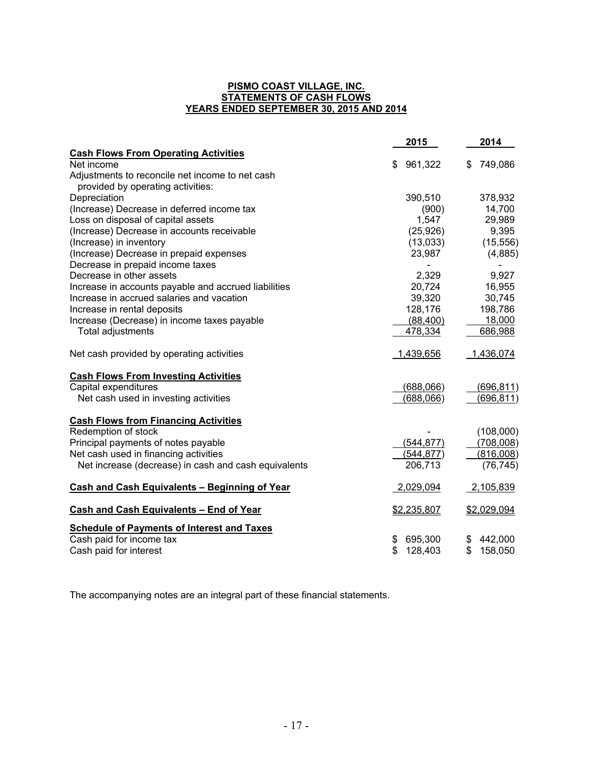**PISMO COAST VILLAGE, INC.**
**STATEMENTS OF CASH FLOWS**
**YEARS ENDED SEPTEMBER 30, 2015 AND 2014**

| | 2015 | 2014 |
|---|---|---|
| **Cash Flows From Operating Activities** | | |
| Net income | $ 961,322 | $ 749,086 |
| Adjustments to reconcile net income to net cash provided by operating activities: | | |
| Depreciation | 390,510 | 378,932 |
| (Increase) Decrease in deferred income tax | (900) | 14,700 |
| Loss on disposal of capital assets | 1,547 | 29,989 |
| (Increase) Decrease in accounts receivable | (25,926) | 9,395 |
| (Increase) in inventory | (13,033) | (15,556) |
| (Increase) Decrease in prepaid expenses | 23,987 | (4,885) |
| Decrease in prepaid income taxes | - | - |
| Decrease in other assets | 2,329 | 9,927 |
| Increase in accounts payable and accrued liabilities | 20,724 | 16,955 |
| Increase in accrued salaries and vacation | 39,320 | 30,745 |
| Increase in rental deposits | 128,176 | 198,786 |
| Increase (Decrease) in income taxes payable | (88,400) | 18,000 |
| Total adjustments | 478,334 | 686,988 |
| Net cash provided by operating activities | 1,439,656 | 1,436,074 |
| **Cash Flows From Investing Activities** | | |
| Capital expenditures | (688,066) | (696,811) |
| Net cash used in investing activities | (688,066) | (696,811) |
| **Cash Flows from Financing Activities** | | |
| Redemption of stock | - | (108,000) |
| Principal payments of notes payable | (544,877) | (708,008) |
| Net cash used in financing activities | (544,877) | (816,008) |
| Net increase (decrease) in cash and cash equivalents | 206,713 | (76,745) |
| **Cash and Cash Equivalents – Beginning of Year** | 2,029,094 | 2,105,839 |
| **Cash and Cash Equivalents – End of Year** | $2,235,807 | $2,029,094 |
| **Schedule of Payments of Interest and Taxes** | | |
| Cash paid for income tax | $ 695,300 | $ 442,000 |
| Cash paid for interest | $ 128,403 | $ 158,050 |

The accompanying notes are an integral part of these financial statements.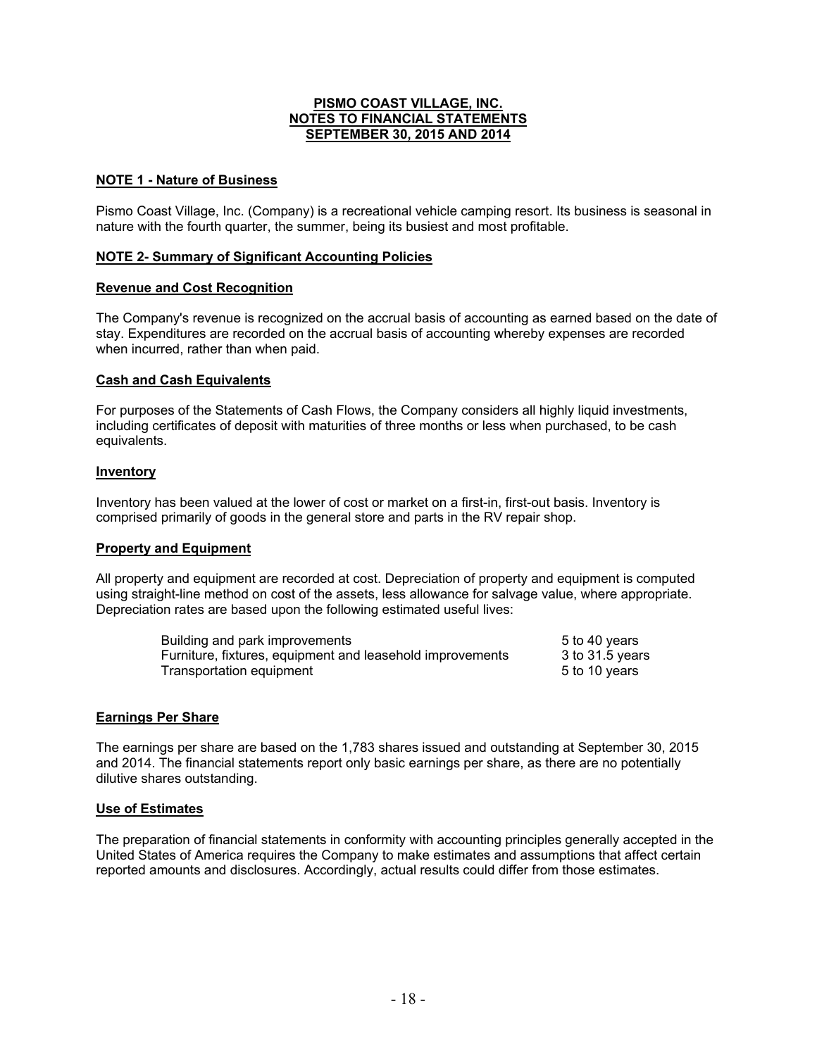# PISMO COAST VILLAGE, INC.
# NOTES TO FINANCIAL STATEMENTS
# SEPTEMBER 30, 2015 AND 2014

## NOTE 1 - Nature of Business

Pismo Coast Village, Inc. (Company) is a recreational vehicle camping resort. Its business is seasonal in nature with the fourth quarter, the summer, being its busiest and most profitable.

## NOTE 2- Summary of Significant Accounting Policies

### Revenue and Cost Recognition

The Company's revenue is recognized on the accrual basis of accounting as earned based on the date of stay. Expenditures are recorded on the accrual basis of accounting whereby expenses are recorded when incurred, rather than when paid.

### Cash and Cash Equivalents

For purposes of the Statements of Cash Flows, the Company considers all highly liquid investments, including certificates of deposit with maturities of three months or less when purchased, to be cash equivalents.

### Inventory

Inventory has been valued at the lower of cost or market on a first-in, first-out basis. Inventory is comprised primarily of goods in the general store and parts in the RV repair shop.

### Property and Equipment

All property and equipment are recorded at cost. Depreciation of property and equipment is computed using straight-line method on cost of the assets, less allowance for salvage value, where appropriate. Depreciation rates are based upon the following estimated useful lives:

| | |
|---|---|
| Building and park improvements | 5 to 40 years |
| Furniture, fixtures, equipment and leasehold improvements | 3 to 31.5 years |
| Transportation equipment | 5 to 10 years |

### Earnings Per Share

The earnings per share are based on the 1,783 shares issued and outstanding at September 30, 2015 and 2014. The financial statements report only basic earnings per share, as there are no potentially dilutive shares outstanding.

### Use of Estimates

The preparation of financial statements in conformity with accounting principles generally accepted in the United States of America requires the Company to make estimates and assumptions that affect certain reported amounts and disclosures. Accordingly, actual results could differ from those estimates.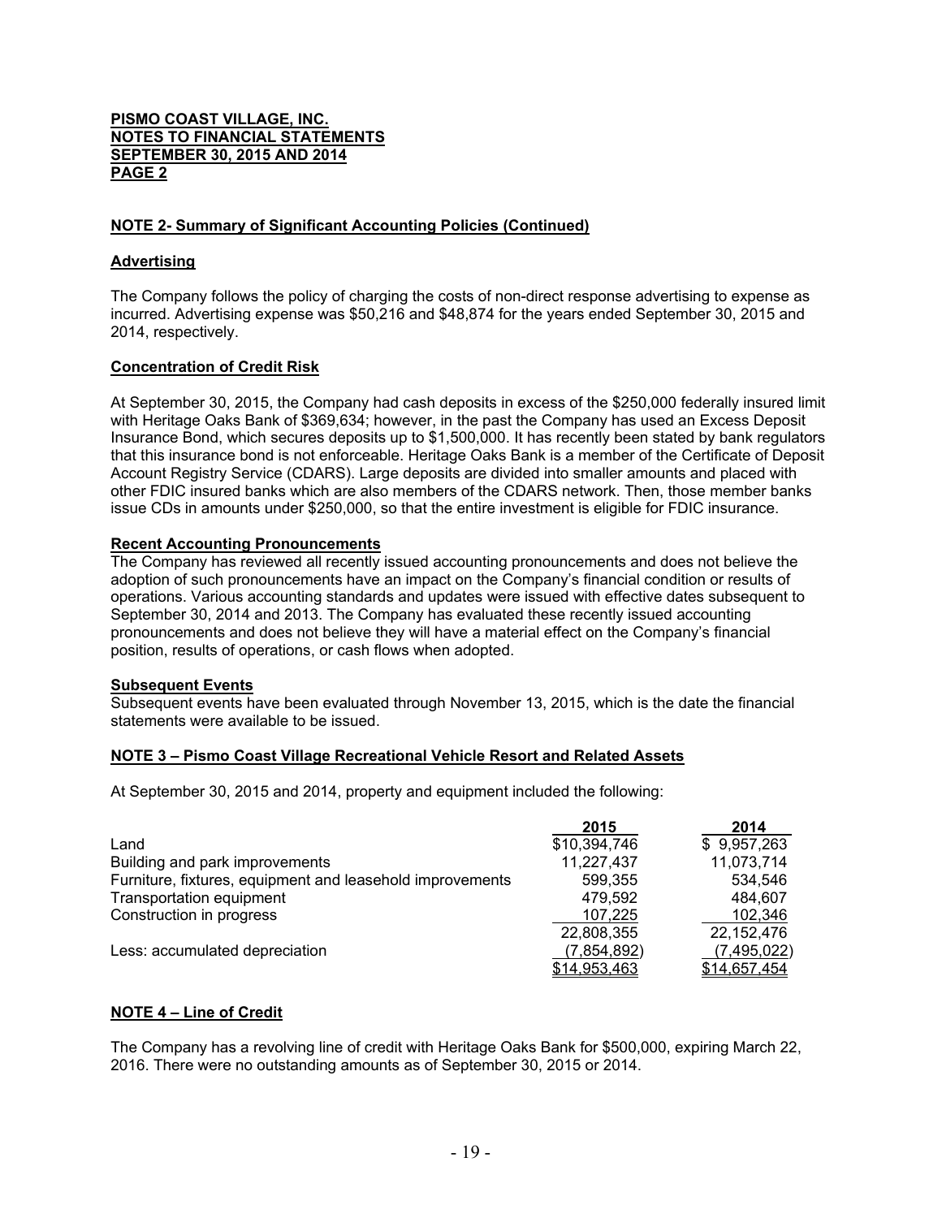**PISMO COAST VILLAGE, INC.**
**NOTES TO FINANCIAL STATEMENTS**
**SEPTEMBER 30, 2015 AND 2014**
**PAGE 2**

## NOTE 2- Summary of Significant Accounting Policies (Continued)

### Advertising

The Company follows the policy of charging the costs of non-direct response advertising to expense as incurred. Advertising expense was $50,216 and $48,874 for the years ended September 30, 2015 and 2014, respectively.

### Concentration of Credit Risk

At September 30, 2015, the Company had cash deposits in excess of the $250,000 federally insured limit with Heritage Oaks Bank of $369,634; however, in the past the Company has used an Excess Deposit Insurance Bond, which secures deposits up to $1,500,000. It has recently been stated by bank regulators that this insurance bond is not enforceable. Heritage Oaks Bank is a member of the Certificate of Deposit Account Registry Service (CDARS). Large deposits are divided into smaller amounts and placed with other FDIC insured banks which are also members of the CDARS network. Then, those member banks issue CDs in amounts under $250,000, so that the entire investment is eligible for FDIC insurance.

### Recent Accounting Pronouncements

The Company has reviewed all recently issued accounting pronouncements and does not believe the adoption of such pronouncements have an impact on the Company's financial condition or results of operations. Various accounting standards and updates were issued with effective dates subsequent to September 30, 2014 and 2013. The Company has evaluated these recently issued accounting pronouncements and does not believe they will have a material effect on the Company's financial position, results of operations, or cash flows when adopted.

### Subsequent Events

Subsequent events have been evaluated through November 13, 2015, which is the date the financial statements were available to be issued.

## NOTE 3 – Pismo Coast Village Recreational Vehicle Resort and Related Assets

At September 30, 2015 and 2014, property and equipment included the following:

| | 2015 | 2014 |
|---|---|---|
| Land | $10,394,746 | $ 9,957,263 |
| Building and park improvements | 11,227,437 | 11,073,714 |
| Furniture, fixtures, equipment and leasehold improvements | 599,355 | 534,546 |
| Transportation equipment | 479,592 | 484,607 |
| Construction in progress | 107,225 | 102,346 |
| | 22,808,355 | 22,152,476 |
| Less: accumulated depreciation | (7,854,892) | (7,495,022) |
| | $14,953,463 | $14,657,454 |

## NOTE 4 – Line of Credit

The Company has a revolving line of credit with Heritage Oaks Bank for $500,000, expiring March 22, 2016. There were no outstanding amounts as of September 30, 2015 or 2014.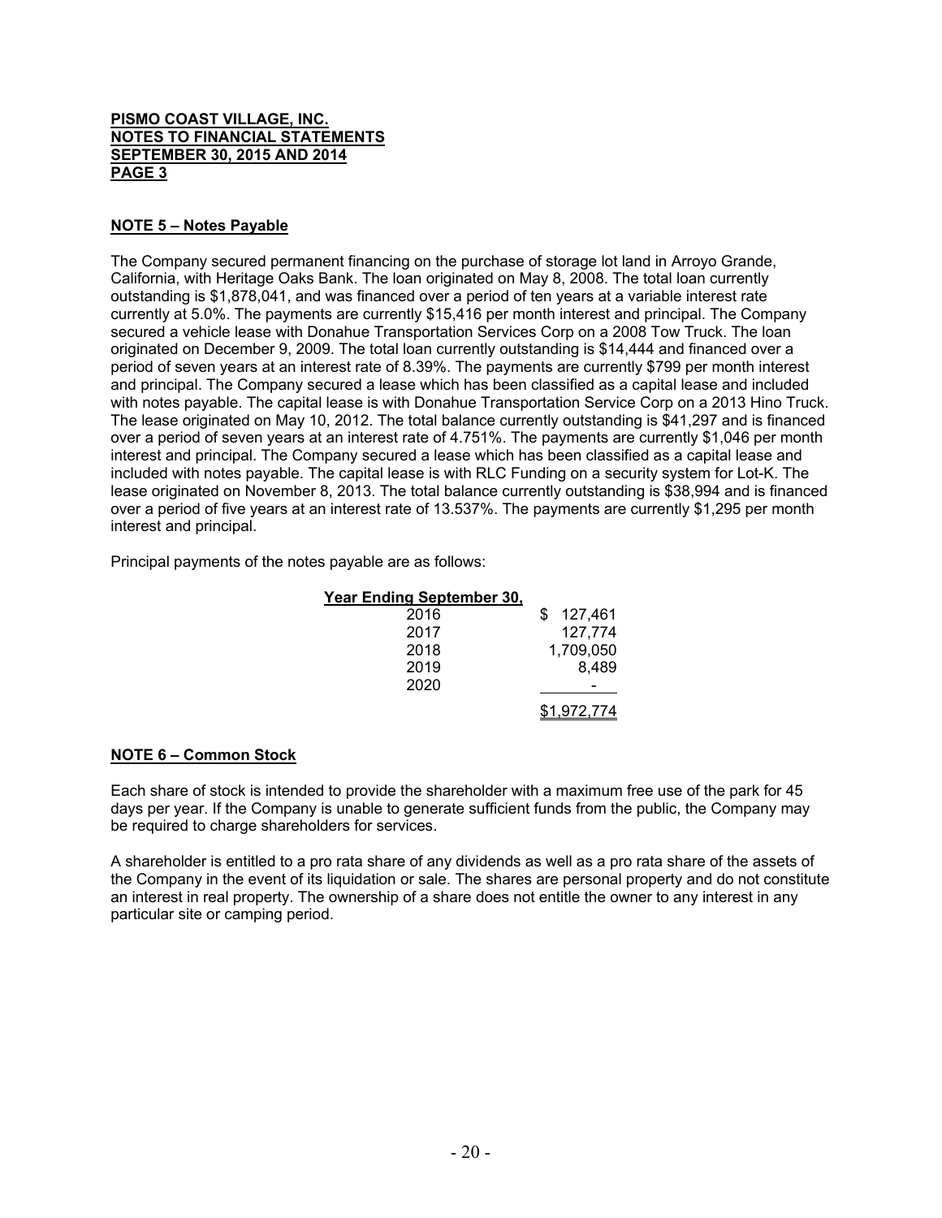**PISMO COAST VILLAGE, INC.**
**NOTES TO FINANCIAL STATEMENTS**
**SEPTEMBER 30, 2015 AND 2014**
**PAGE 3**

## NOTE 5 – Notes Payable

The Company secured permanent financing on the purchase of storage lot land in Arroyo Grande, California, with Heritage Oaks Bank. The loan originated on May 8, 2008. The total loan currently outstanding is $1,878,041, and was financed over a period of ten years at a variable interest rate currently at 5.0%. The payments are currently $15,416 per month interest and principal. The Company secured a vehicle lease with Donahue Transportation Services Corp on a 2008 Tow Truck. The loan originated on December 9, 2009. The total loan currently outstanding is $14,444 and financed over a period of seven years at an interest rate of 8.39%. The payments are currently $799 per month interest and principal. The Company secured a lease which has been classified as a capital lease and included with notes payable. The capital lease is with Donahue Transportation Service Corp on a 2013 Hino Truck. The lease originated on May 10, 2012. The total balance currently outstanding is $41,297 and is financed over a period of seven years at an interest rate of 4.751%. The payments are currently $1,046 per month interest and principal. The Company secured a lease which has been classified as a capital lease and included with notes payable. The capital lease is with RLC Funding on a security system for Lot-K. The lease originated on November 8, 2013. The total balance currently outstanding is $38,994 and is financed over a period of five years at an interest rate of 13.537%. The payments are currently $1,295 per month interest and principal.

Principal payments of the notes payable are as follows:

| Year Ending September 30, | |
|---|---|
| 2016 | $ 127,461 |
| 2017 | 127,774 |
| 2018 | 1,709,050 |
| 2019 | 8,489 |
| 2020 | - |
| | $1,972,774 |

## NOTE 6 – Common Stock

Each share of stock is intended to provide the shareholder with a maximum free use of the park for 45 days per year. If the Company is unable to generate sufficient funds from the public, the Company may be required to charge shareholders for services.

A shareholder is entitled to a pro rata share of any dividends as well as a pro rata share of the assets of the Company in the event of its liquidation or sale. The shares are personal property and do not constitute an interest in real property. The ownership of a share does not entitle the owner to any interest in any particular site or camping period.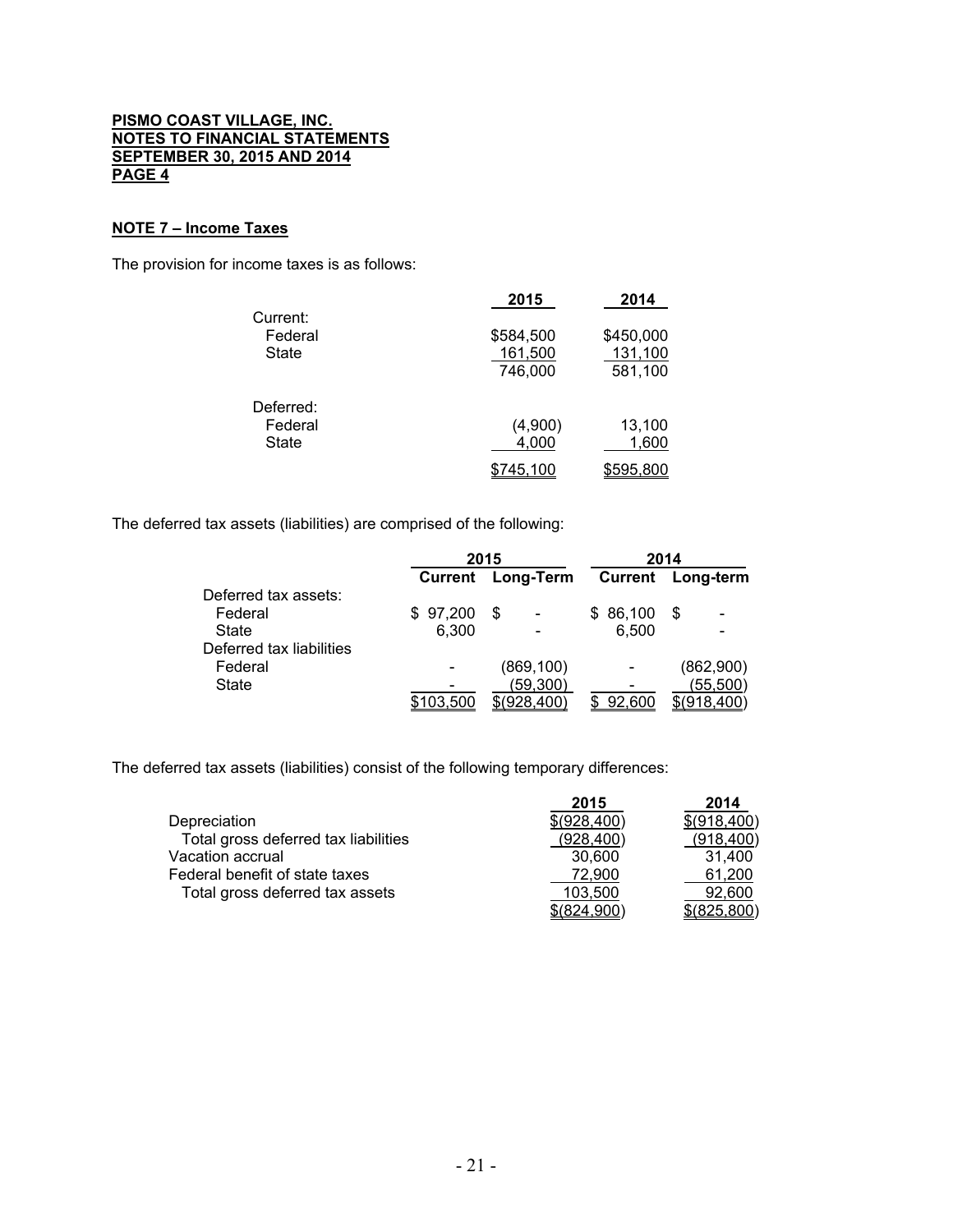**PISMO COAST VILLAGE, INC.**
**NOTES TO FINANCIAL STATEMENTS**
**SEPTEMBER 30, 2015 AND 2014**
**PAGE 4**

**NOTE 7 – Income Taxes**

The provision for income taxes is as follows:

| | 2015 | 2014 |
|---|---|---|
| Current: | | |
| Federal | $584,500 | $450,000 |
| State | 161,500 | 131,100 |
| | 746,000 | 581,100 |
| Deferred: | | |
| Federal | (4,900) | 13,100 |
| State | 4,000 | 1,600 |
| | $745,100 | $595,800 |

The deferred tax assets (liabilities) are comprised of the following:

| | 2015 | | 2014 | |
|---|---|---|---|---|
| | Current | Long-Term | Current | Long-term |
| Deferred tax assets: | | | | |
| Federal | $ 97,200 | $ - | $ 86,100 | $ - |
| State | 6,300 | - | 6,500 | - |
| Deferred tax liabilities | | | | |
| Federal | - | (869,100) | - | (862,900) |
| State | - | (59,300) | - | (55,500) |
| | $103,500 | $(928,400) | $ 92,600 | $(918,400) |

The deferred tax assets (liabilities) consist of the following temporary differences:

| | 2015 | 2014 |
|---|---|---|
| Depreciation | $(928,400) | $(918,400) |
| Total gross deferred tax liabilities | (928,400) | (918,400) |
| Vacation accrual | 30,600 | 31,400 |
| Federal benefit of state taxes | 72,900 | 61,200 |
| Total gross deferred tax assets | 103,500 | 92,600 |
| | $(824,900) | $(825,800) |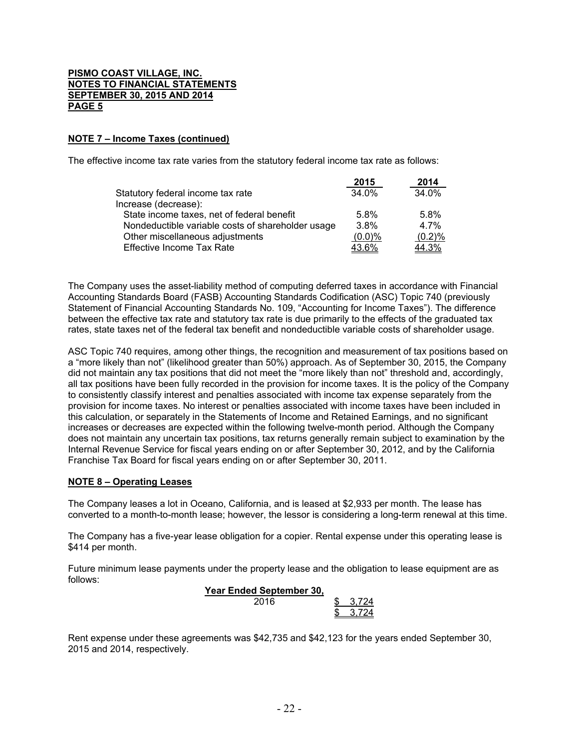**PISMO COAST VILLAGE, INC.**
**NOTES TO FINANCIAL STATEMENTS**
**SEPTEMBER 30, 2015 AND 2014**
**PAGE 5**

**NOTE 7 – Income Taxes (continued)**

The effective income tax rate varies from the statutory federal income tax rate as follows:

| | 2015 | 2014 |
|---|---|---|
| Statutory federal income tax rate | 34.0% | 34.0% |
| Increase (decrease): | | |
| State income taxes, net of federal benefit | 5.8% | 5.8% |
| Nondeductible variable costs of shareholder usage | 3.8% | 4.7% |
| Other miscellaneous adjustments | (0.0)% | (0.2)% |
| Effective Income Tax Rate | 43.6% | 44.3% |

The Company uses the asset-liability method of computing deferred taxes in accordance with Financial Accounting Standards Board (FASB) Accounting Standards Codification (ASC) Topic 740 (previously Statement of Financial Accounting Standards No. 109, "Accounting for Income Taxes"). The difference between the effective tax rate and statutory tax rate is due primarily to the effects of the graduated tax rates, state taxes net of the federal tax benefit and nondeductible variable costs of shareholder usage.

ASC Topic 740 requires, among other things, the recognition and measurement of tax positions based on a "more likely than not" (likelihood greater than 50%) approach. As of September 30, 2015, the Company did not maintain any tax positions that did not meet the "more likely than not" threshold and, accordingly, all tax positions have been fully recorded in the provision for income taxes. It is the policy of the Company to consistently classify interest and penalties associated with income tax expense separately from the provision for income taxes. No interest or penalties associated with income taxes have been included in this calculation, or separately in the Statements of Income and Retained Earnings, and no significant increases or decreases are expected within the following twelve-month period. Although the Company does not maintain any uncertain tax positions, tax returns generally remain subject to examination by the Internal Revenue Service for fiscal years ending on or after September 30, 2012, and by the California Franchise Tax Board for fiscal years ending on or after September 30, 2011.

**NOTE 8 – Operating Leases**

The Company leases a lot in Oceano, California, and is leased at $2,933 per month. The lease has converted to a month-to-month lease; however, the lessor is considering a long-term renewal at this time.

The Company has a five-year lease obligation for a copier. Rental expense under this operating lease is $414 per month.

Future minimum lease payments under the property lease and the obligation to lease equipment are as follows:

| Year Ended September 30, | |
|---|---|
| 2016 | $ 3,724 |
| | $ 3,724 |

Rent expense under these agreements was $42,735 and $42,123 for the years ended September 30, 2015 and 2014, respectively.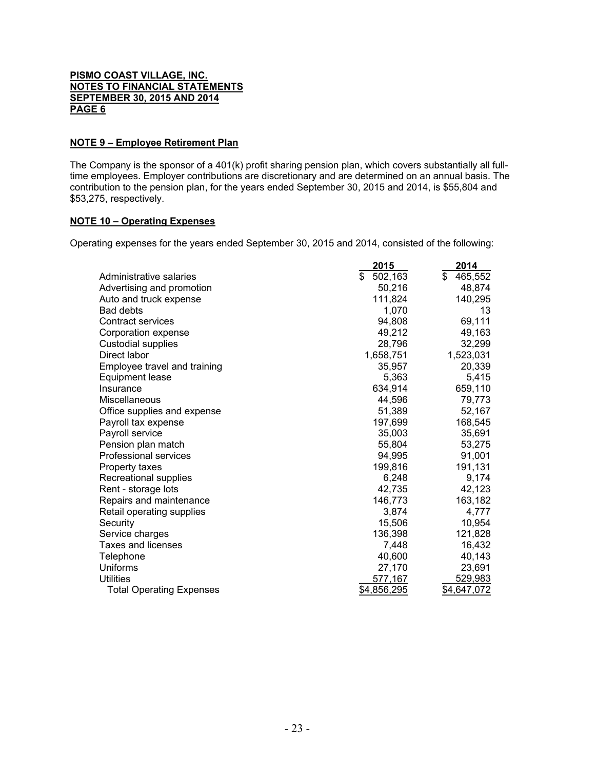**PISMO COAST VILLAGE, INC.**
**NOTES TO FINANCIAL STATEMENTS**
**SEPTEMBER 30, 2015 AND 2014**
**PAGE 6**

## NOTE 9 – Employee Retirement Plan

The Company is the sponsor of a 401(k) profit sharing pension plan, which covers substantially all full-time employees. Employer contributions are discretionary and are determined on an annual basis. The contribution to the pension plan, for the years ended September 30, 2015 and 2014, is $55,804 and $53,275, respectively.

## NOTE 10 – Operating Expenses

Operating expenses for the years ended September 30, 2015 and 2014, consisted of the following:

| | 2015 | 2014 |
|---|---|---|
| Administrative salaries | $ 502,163 | $ 465,552 |
| Advertising and promotion | 50,216 | 48,874 |
| Auto and truck expense | 111,824 | 140,295 |
| Bad debts | 1,070 | 13 |
| Contract services | 94,808 | 69,111 |
| Corporation expense | 49,212 | 49,163 |
| Custodial supplies | 28,796 | 32,299 |
| Direct labor | 1,658,751 | 1,523,031 |
| Employee travel and training | 35,957 | 20,339 |
| Equipment lease | 5,363 | 5,415 |
| Insurance | 634,914 | 659,110 |
| Miscellaneous | 44,596 | 79,773 |
| Office supplies and expense | 51,389 | 52,167 |
| Payroll tax expense | 197,699 | 168,545 |
| Payroll service | 35,003 | 35,691 |
| Pension plan match | 55,804 | 53,275 |
| Professional services | 94,995 | 91,001 |
| Property taxes | 199,816 | 191,131 |
| Recreational supplies | 6,248 | 9,174 |
| Rent - storage lots | 42,735 | 42,123 |
| Repairs and maintenance | 146,773 | 163,182 |
| Retail operating supplies | 3,874 | 4,777 |
| Security | 15,506 | 10,954 |
| Service charges | 136,398 | 121,828 |
| Taxes and licenses | 7,448 | 16,432 |
| Telephone | 40,600 | 40,143 |
| Uniforms | 27,170 | 23,691 |
| Utilities | 577,167 | 529,983 |
| Total Operating Expenses | $4,856,295 | $4,647,072 |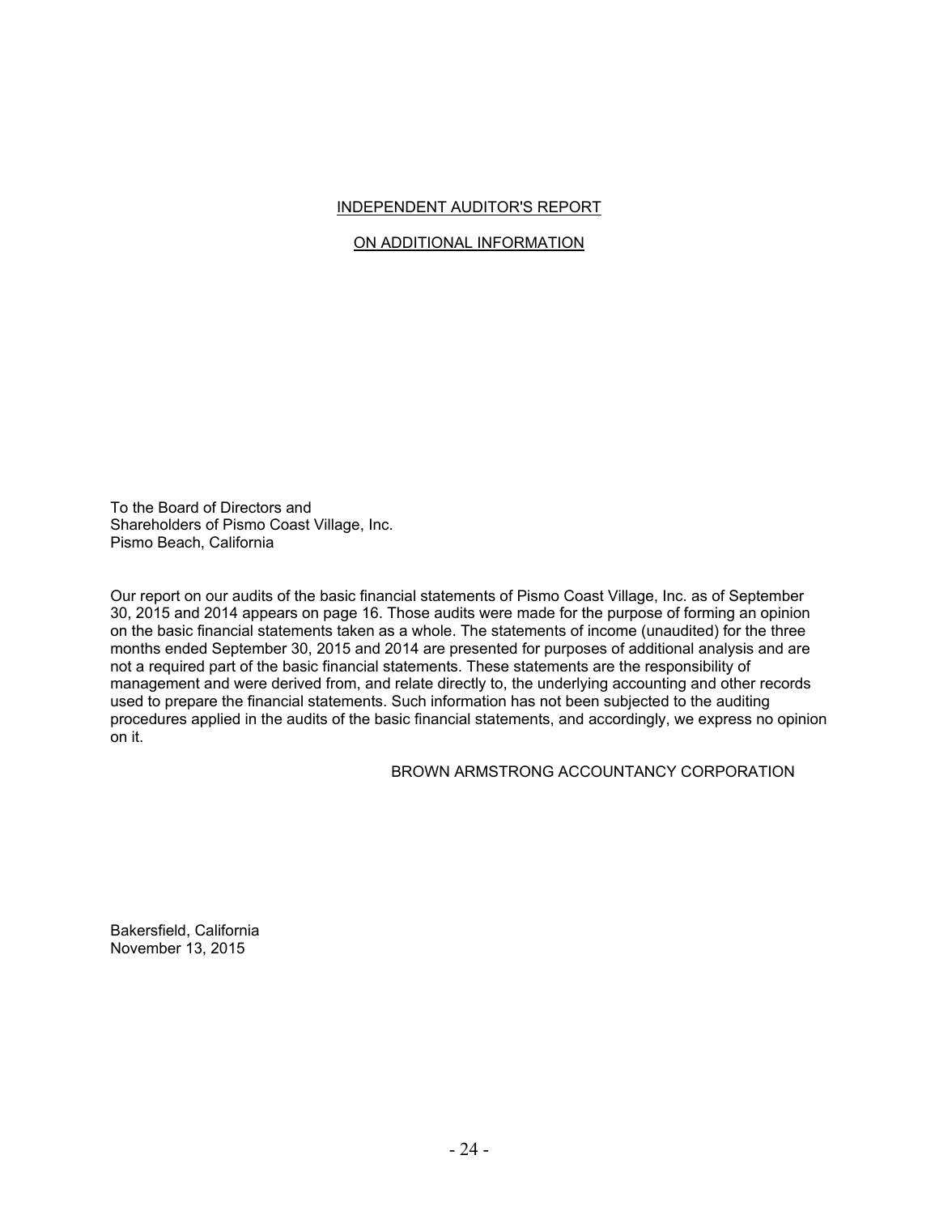# INDEPENDENT AUDITOR'S REPORT

## ON ADDITIONAL INFORMATION

To the Board of Directors and
Shareholders of Pismo Coast Village, Inc.
Pismo Beach, California

Our report on our audits of the basic financial statements of Pismo Coast Village, Inc. as of September 30, 2015 and 2014 appears on page 16. Those audits were made for the purpose of forming an opinion on the basic financial statements taken as a whole. The statements of income (unaudited) for the three months ended September 30, 2015 and 2014 are presented for purposes of additional analysis and are not a required part of the basic financial statements. These statements are the responsibility of management and were derived from, and relate directly to, the underlying accounting and other records used to prepare the financial statements. Such information has not been subjected to the auditing procedures applied in the audits of the basic financial statements, and accordingly, we express no opinion on it.

BROWN ARMSTRONG ACCOUNTANCY CORPORATION

Bakersfield, California
November 13, 2015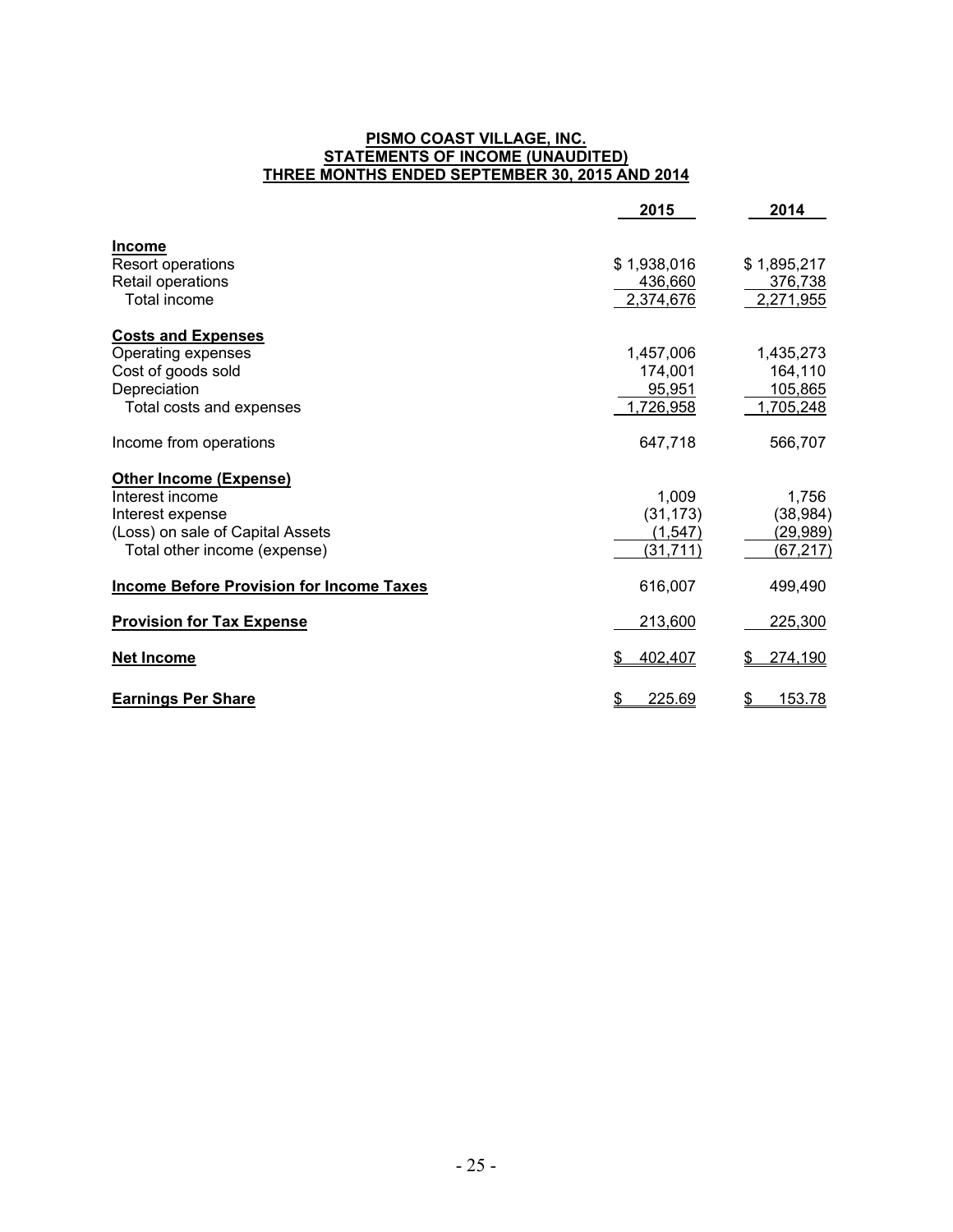**PISMO COAST VILLAGE, INC.**
**STATEMENTS OF INCOME (UNAUDITED)**
**THREE MONTHS ENDED SEPTEMBER 30, 2015 AND 2014**

| | 2015 | 2014 |
|---|---|---|
| **Income** | | |
| Resort operations | $ 1,938,016 | $ 1,895,217 |
| Retail operations | 436,660 | 376,738 |
| Total income | 2,374,676 | 2,271,955 |
| **Costs and Expenses** | | |
| Operating expenses | 1,457,006 | 1,435,273 |
| Cost of goods sold | 174,001 | 164,110 |
| Depreciation | 95,951 | 105,865 |
| Total costs and expenses | 1,726,958 | 1,705,248 |
| Income from operations | 647,718 | 566,707 |
| **Other Income (Expense)** | | |
| Interest income | 1,009 | 1,756 |
| Interest expense | (31,173) | (38,984) |
| (Loss) on sale of Capital Assets | (1,547) | (29,989) |
| Total other income (expense) | (31,711) | (67,217) |
| **Income Before Provision for Income Taxes** | 616,007 | 499,490 |
| **Provision for Tax Expense** | 213,600 | 225,300 |
| **Net Income** | $ 402,407 | $ 274,190 |
| **Earnings Per Share** | $ 225.69 | $ 153.78 |